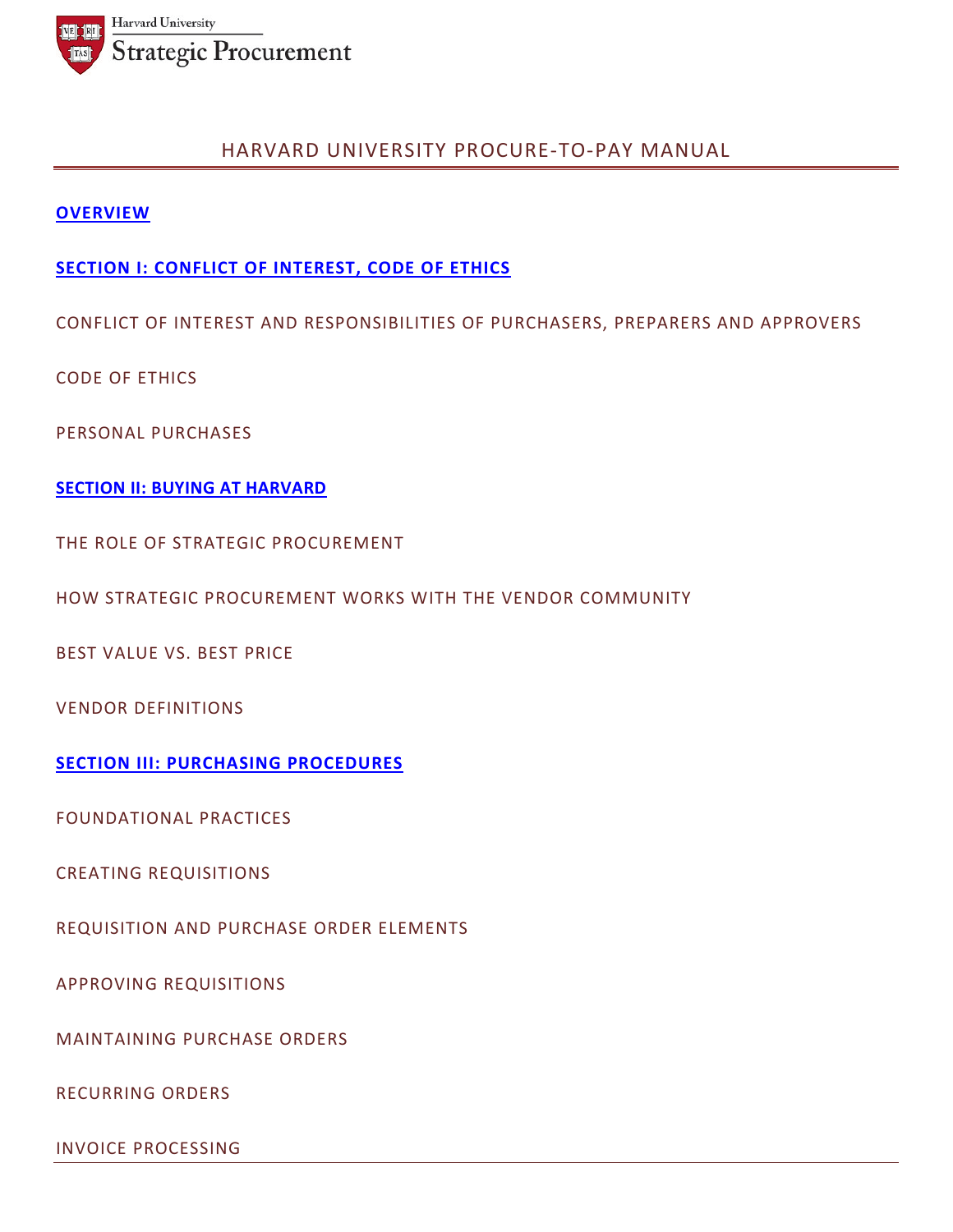Harvard University
Strategic Procurement

# HARVARD UNIVERSITY PROCURE-TO-PAY MANUAL

**OVERVIEW**

**SECTION I: CONFLICT OF INTEREST, CODE OF ETHICS**

CONFLICT OF INTEREST AND RESPONSIBILITIES OF PURCHASERS, PREPARERS AND APPROVERS

CODE OF ETHICS

PERSONAL PURCHASES

**SECTION II: BUYING AT HARVARD**

THE ROLE OF STRATEGIC PROCUREMENT

HOW STRATEGIC PROCUREMENT WORKS WITH THE VENDOR COMMUNITY

BEST VALUE VS. BEST PRICE

VENDOR DEFINITIONS

**SECTION III: PURCHASING PROCEDURES**

FOUNDATIONAL PRACTICES

CREATING REQUISITIONS

REQUISITION AND PURCHASE ORDER ELEMENTS

APPROVING REQUISITIONS

MAINTAINING PURCHASE ORDERS

RECURRING ORDERS

INVOICE PROCESSING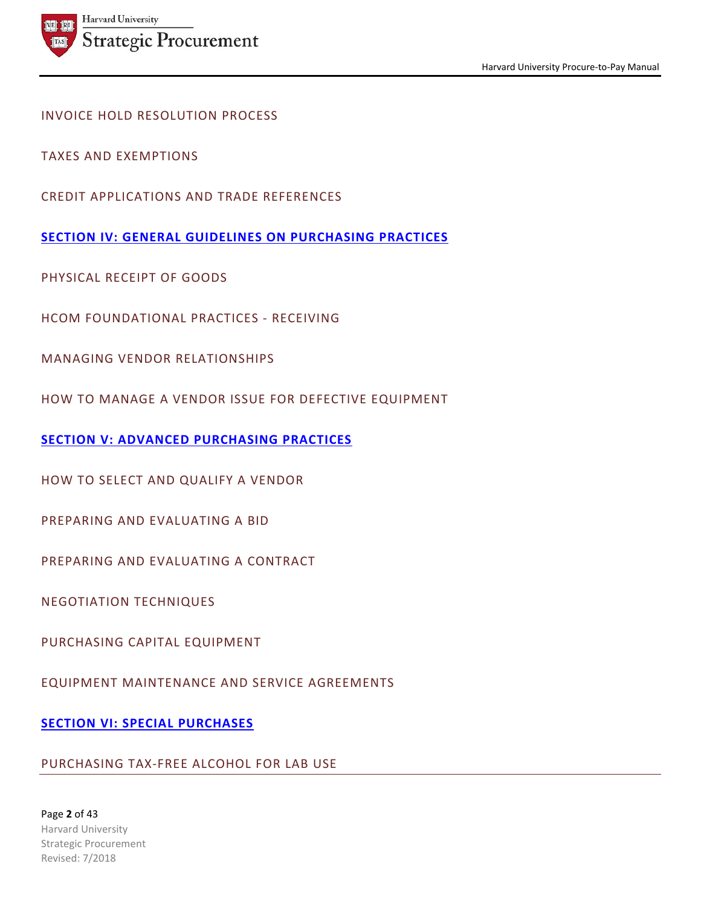INVOICE HOLD RESOLUTION PROCESS

TAXES AND EXEMPTIONS

CREDIT APPLICATIONS AND TRADE REFERENCES

**SECTION IV: GENERAL GUIDELINES ON PURCHASING PRACTICES**

PHYSICAL RECEIPT OF GOODS

HCOM FOUNDATIONAL PRACTICES - RECEIVING

MANAGING VENDOR RELATIONSHIPS

HOW TO MANAGE A VENDOR ISSUE FOR DEFECTIVE EQUIPMENT

**SECTION V: ADVANCED PURCHASING PRACTICES**

HOW TO SELECT AND QUALIFY A VENDOR

PREPARING AND EVALUATING A BID

PREPARING AND EVALUATING A CONTRACT

NEGOTIATION TECHNIQUES

PURCHASING CAPITAL EQUIPMENT

EQUIPMENT MAINTENANCE AND SERVICE AGREEMENTS

**SECTION VI: SPECIAL PURCHASES**

PURCHASING TAX-FREE ALCOHOL FOR LAB USE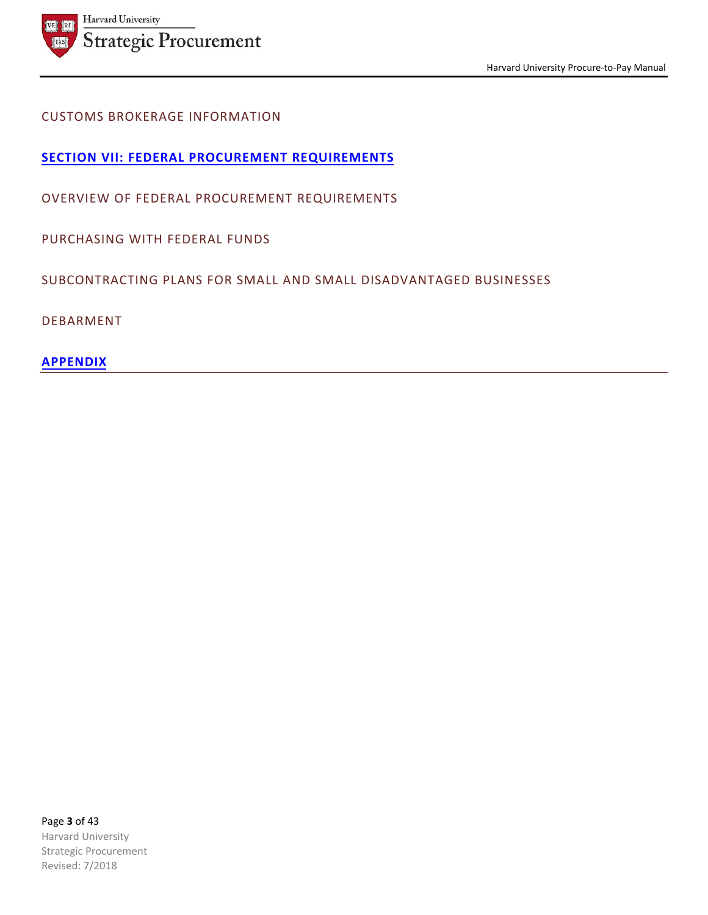CUSTOMS BROKERAGE INFORMATION

**SECTION VII: FEDERAL PROCUREMENT REQUIREMENTS**

OVERVIEW OF FEDERAL PROCUREMENT REQUIREMENTS

PURCHASING WITH FEDERAL FUNDS

SUBCONTRACTING PLANS FOR SMALL AND SMALL DISADVANTAGED BUSINESSES

DEBARMENT

**APPENDIX**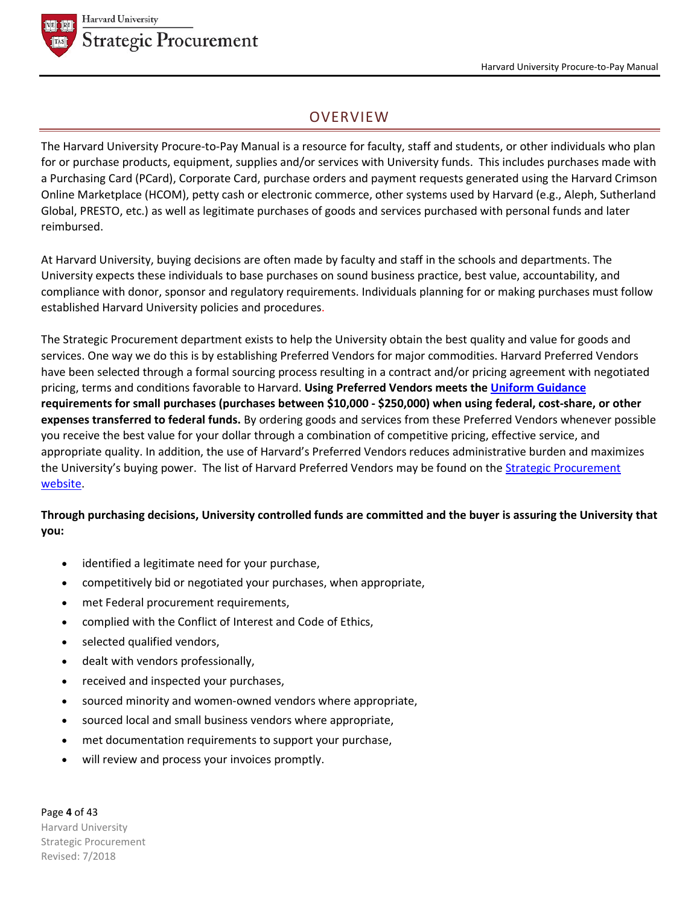# OVERVIEW

The Harvard University Procure-to-Pay Manual is a resource for faculty, staff and students, or other individuals who plan for or purchase products, equipment, supplies and/or services with University funds. This includes purchases made with a Purchasing Card (PCard), Corporate Card, purchase orders and payment requests generated using the Harvard Crimson Online Marketplace (HCOM), petty cash or electronic commerce, other systems used by Harvard (e.g., Aleph, Sutherland Global, PRESTO, etc.) as well as legitimate purchases of goods and services purchased with personal funds and later reimbursed.

At Harvard University, buying decisions are often made by faculty and staff in the schools and departments. The University expects these individuals to base purchases on sound business practice, best value, accountability, and compliance with donor, sponsor and regulatory requirements. Individuals planning for or making purchases must follow established Harvard University policies and procedures.

The Strategic Procurement department exists to help the University obtain the best quality and value for goods and services. One way we do this is by establishing Preferred Vendors for major commodities. Harvard Preferred Vendors have been selected through a formal sourcing process resulting in a contract and/or pricing agreement with negotiated pricing, terms and conditions favorable to Harvard. **Using Preferred Vendors meets the Uniform Guidance requirements for small purchases (purchases between $10,000 - $250,000) when using federal, cost-share, or other expenses transferred to federal funds.** By ordering goods and services from these Preferred Vendors whenever possible you receive the best value for your dollar through a combination of competitive pricing, effective service, and appropriate quality. In addition, the use of Harvard's Preferred Vendors reduces administrative burden and maximizes the University's buying power. The list of Harvard Preferred Vendors may be found on the Strategic Procurement website.

**Through purchasing decisions, University controlled funds are committed and the buyer is assuring the University that you:**

- identified a legitimate need for your purchase,
- competitively bid or negotiated your purchases, when appropriate,
- met Federal procurement requirements,
- complied with the Conflict of Interest and Code of Ethics,
- selected qualified vendors,
- dealt with vendors professionally,
- received and inspected your purchases,
- sourced minority and women-owned vendors where appropriate,
- sourced local and small business vendors where appropriate,
- met documentation requirements to support your purchase,
- will review and process your invoices promptly.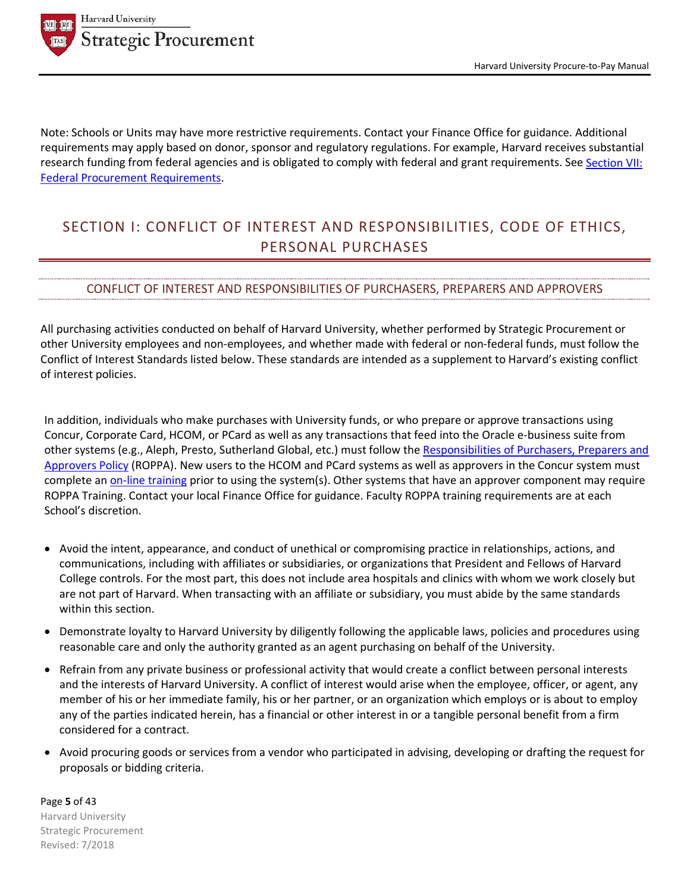Note: Schools or Units may have more restrictive requirements. Contact your Finance Office for guidance. Additional requirements may apply based on donor, sponsor and regulatory regulations. For example, Harvard receives substantial research funding from federal agencies and is obligated to comply with federal and grant requirements. See [Section VII: Federal Procurement Requirements](#).

# SECTION I: CONFLICT OF INTEREST AND RESPONSIBILITIES, CODE OF ETHICS, PERSONAL PURCHASES

## CONFLICT OF INTEREST AND RESPONSIBILITIES OF PURCHASERS, PREPARERS AND APPROVERS

All purchasing activities conducted on behalf of Harvard University, whether performed by Strategic Procurement or other University employees and non-employees, and whether made with federal or non-federal funds, must follow the Conflict of Interest Standards listed below. These standards are intended as a supplement to Harvard's existing conflict of interest policies.

In addition, individuals who make purchases with University funds, or who prepare or approve transactions using Concur, Corporate Card, HCOM, or PCard as well as any transactions that feed into the Oracle e-business suite from other systems (e.g., Aleph, Presto, Sutherland Global, etc.) must follow the [Responsibilities of Purchasers, Preparers and Approvers Policy](#) (ROPPA). New users to the HCOM and PCard systems as well as approvers in the Concur system must complete an [on-line training](#) prior to using the system(s). Other systems that have an approver component may require ROPPA Training. Contact your local Finance Office for guidance. Faculty ROPPA training requirements are at each School's discretion.

- Avoid the intent, appearance, and conduct of unethical or compromising practice in relationships, actions, and communications, including with affiliates or subsidiaries, or organizations that President and Fellows of Harvard College controls. For the most part, this does not include area hospitals and clinics with whom we work closely but are not part of Harvard. When transacting with an affiliate or subsidiary, you must abide by the same standards within this section.
- Demonstrate loyalty to Harvard University by diligently following the applicable laws, policies and procedures using reasonable care and only the authority granted as an agent purchasing on behalf of the University.
- Refrain from any private business or professional activity that would create a conflict between personal interests and the interests of Harvard University. A conflict of interest would arise when the employee, officer, or agent, any member of his or her immediate family, his or her partner, or an organization which employs or is about to employ any of the parties indicated herein, has a financial or other interest in or a tangible personal benefit from a firm considered for a contract.
- Avoid procuring goods or services from a vendor who participated in advising, developing or drafting the request for proposals or bidding criteria.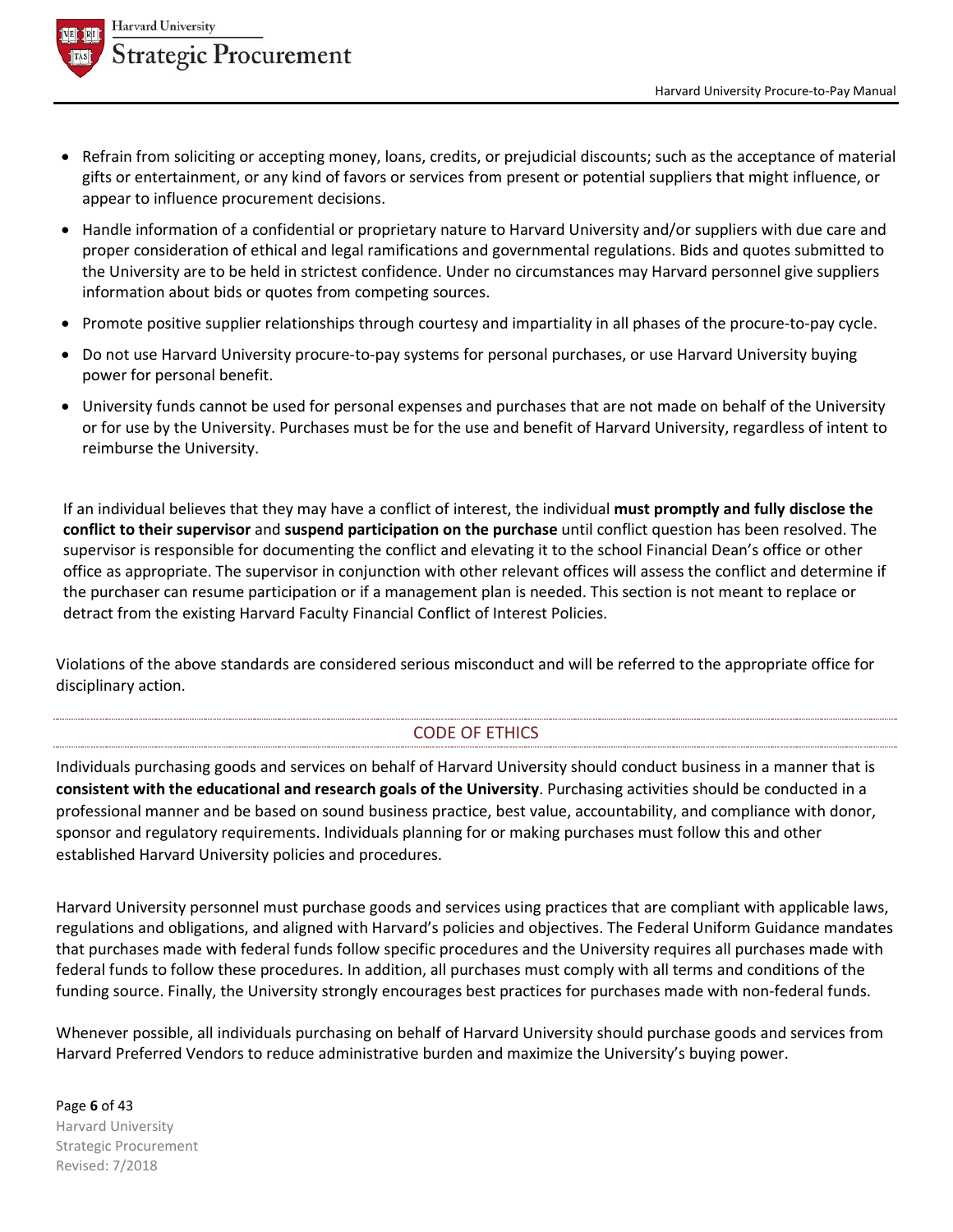- Refrain from soliciting or accepting money, loans, credits, or prejudicial discounts; such as the acceptance of material gifts or entertainment, or any kind of favors or services from present or potential suppliers that might influence, or appear to influence procurement decisions.
- Handle information of a confidential or proprietary nature to Harvard University and/or suppliers with due care and proper consideration of ethical and legal ramifications and governmental regulations. Bids and quotes submitted to the University are to be held in strictest confidence. Under no circumstances may Harvard personnel give suppliers information about bids or quotes from competing sources.
- Promote positive supplier relationships through courtesy and impartiality in all phases of the procure-to-pay cycle.
- Do not use Harvard University procure-to-pay systems for personal purchases, or use Harvard University buying power for personal benefit.
- University funds cannot be used for personal expenses and purchases that are not made on behalf of the University or for use by the University. Purchases must be for the use and benefit of Harvard University, regardless of intent to reimburse the University.

If an individual believes that they may have a conflict of interest, the individual **must promptly and fully disclose the conflict to their supervisor** and **suspend participation on the purchase** until conflict question has been resolved. The supervisor is responsible for documenting the conflict and elevating it to the school Financial Dean's office or other office as appropriate. The supervisor in conjunction with other relevant offices will assess the conflict and determine if the purchaser can resume participation or if a management plan is needed. This section is not meant to replace or detract from the existing Harvard Faculty Financial Conflict of Interest Policies.

Violations of the above standards are considered serious misconduct and will be referred to the appropriate office for disciplinary action.

## CODE OF ETHICS

Individuals purchasing goods and services on behalf of Harvard University should conduct business in a manner that is **consistent with the educational and research goals of the University**. Purchasing activities should be conducted in a professional manner and be based on sound business practice, best value, accountability, and compliance with donor, sponsor and regulatory requirements. Individuals planning for or making purchases must follow this and other established Harvard University policies and procedures.

Harvard University personnel must purchase goods and services using practices that are compliant with applicable laws, regulations and obligations, and aligned with Harvard's policies and objectives. The Federal Uniform Guidance mandates that purchases made with federal funds follow specific procedures and the University requires all purchases made with federal funds to follow these procedures. In addition, all purchases must comply with all terms and conditions of the funding source. Finally, the University strongly encourages best practices for purchases made with non-federal funds.

Whenever possible, all individuals purchasing on behalf of Harvard University should purchase goods and services from Harvard Preferred Vendors to reduce administrative burden and maximize the University's buying power.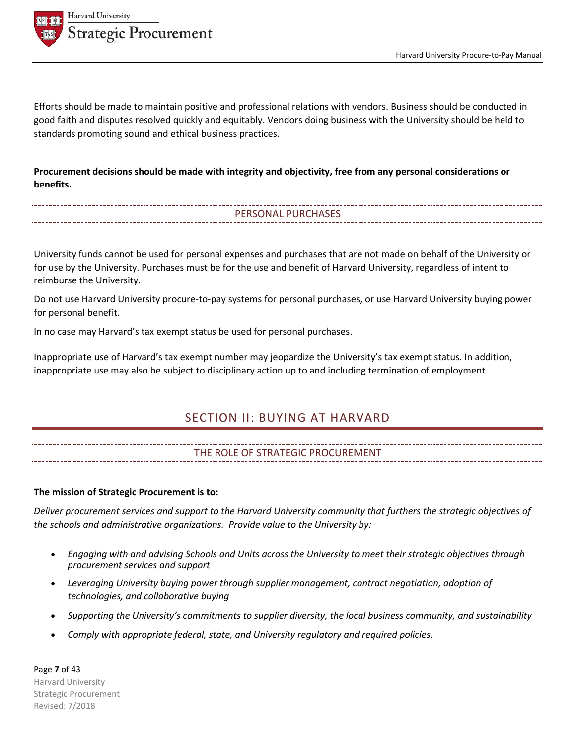Efforts should be made to maintain positive and professional relations with vendors. Business should be conducted in good faith and disputes resolved quickly and equitably. Vendors doing business with the University should be held to standards promoting sound and ethical business practices.

**Procurement decisions should be made with integrity and objectivity, free from any personal considerations or benefits.**

### PERSONAL PURCHASES

University funds <u>cannot</u> be used for personal expenses and purchases that are not made on behalf of the University or for use by the University. Purchases must be for the use and benefit of Harvard University, regardless of intent to reimburse the University.

Do not use Harvard University procure-to-pay systems for personal purchases, or use Harvard University buying power for personal benefit.

In no case may Harvard's tax exempt status be used for personal purchases.

Inappropriate use of Harvard's tax exempt number may jeopardize the University's tax exempt status. In addition, inappropriate use may also be subject to disciplinary action up to and including termination of employment.

## SECTION II: BUYING AT HARVARD

### THE ROLE OF STRATEGIC PROCUREMENT

**The mission of Strategic Procurement is to:**

*Deliver procurement services and support to the Harvard University community that furthers the strategic objectives of the schools and administrative organizations. Provide value to the University by:*

- *Engaging with and advising Schools and Units across the University to meet their strategic objectives through procurement services and support*
- *Leveraging University buying power through supplier management, contract negotiation, adoption of technologies, and collaborative buying*
- *Supporting the University's commitments to supplier diversity, the local business community, and sustainability*
- *Comply with appropriate federal, state, and University regulatory and required policies.*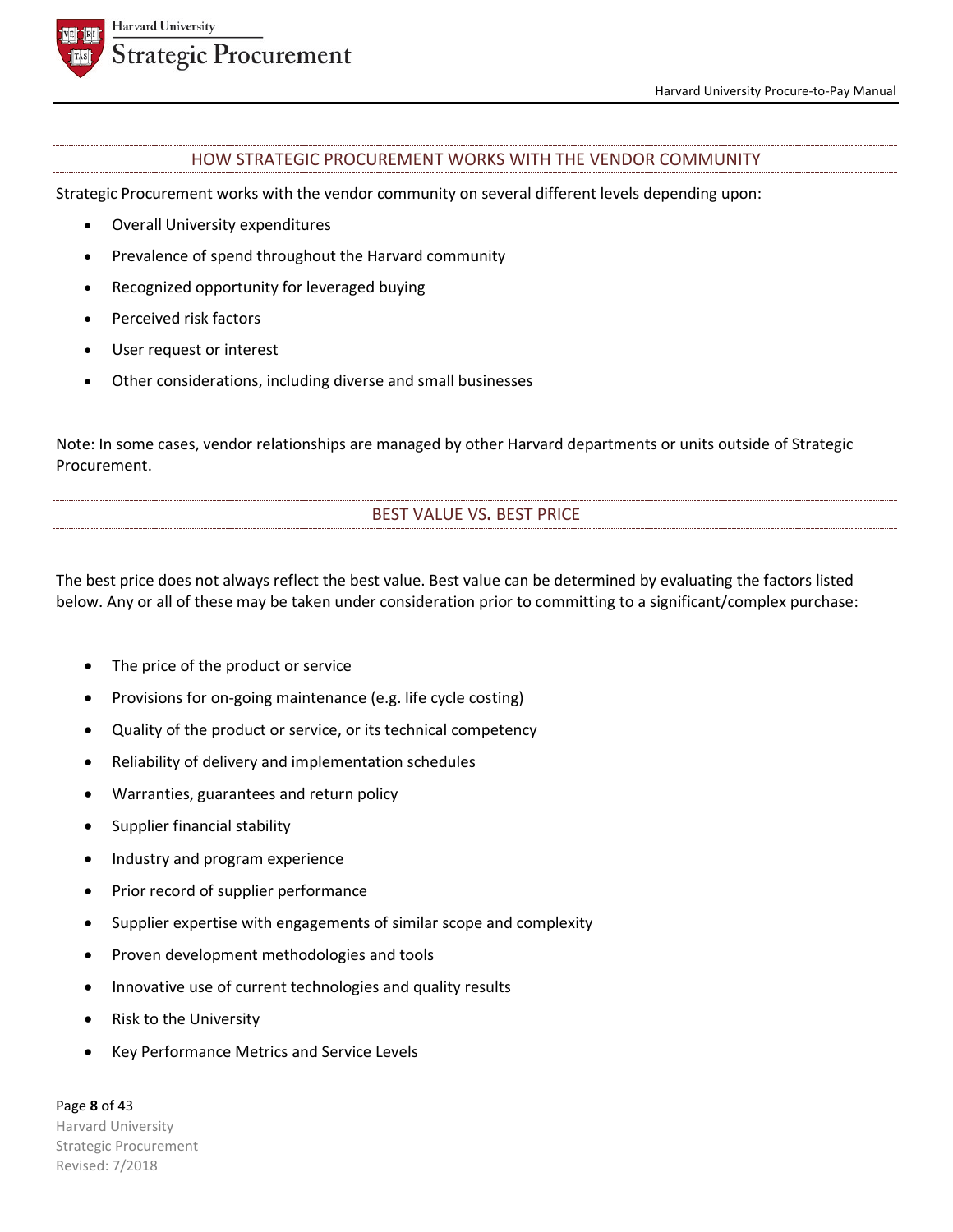## HOW STRATEGIC PROCUREMENT WORKS WITH THE VENDOR COMMUNITY

Strategic Procurement works with the vendor community on several different levels depending upon:

- Overall University expenditures
- Prevalence of spend throughout the Harvard community
- Recognized opportunity for leveraged buying
- Perceived risk factors
- User request or interest
- Other considerations, including diverse and small businesses

Note: In some cases, vendor relationships are managed by other Harvard departments or units outside of Strategic Procurement.

## BEST VALUE VS. BEST PRICE

The best price does not always reflect the best value. Best value can be determined by evaluating the factors listed below. Any or all of these may be taken under consideration prior to committing to a significant/complex purchase:

- The price of the product or service
- Provisions for on-going maintenance (e.g. life cycle costing)
- Quality of the product or service, or its technical competency
- Reliability of delivery and implementation schedules
- Warranties, guarantees and return policy
- Supplier financial stability
- Industry and program experience
- Prior record of supplier performance
- Supplier expertise with engagements of similar scope and complexity
- Proven development methodologies and tools
- Innovative use of current technologies and quality results
- Risk to the University
- Key Performance Metrics and Service Levels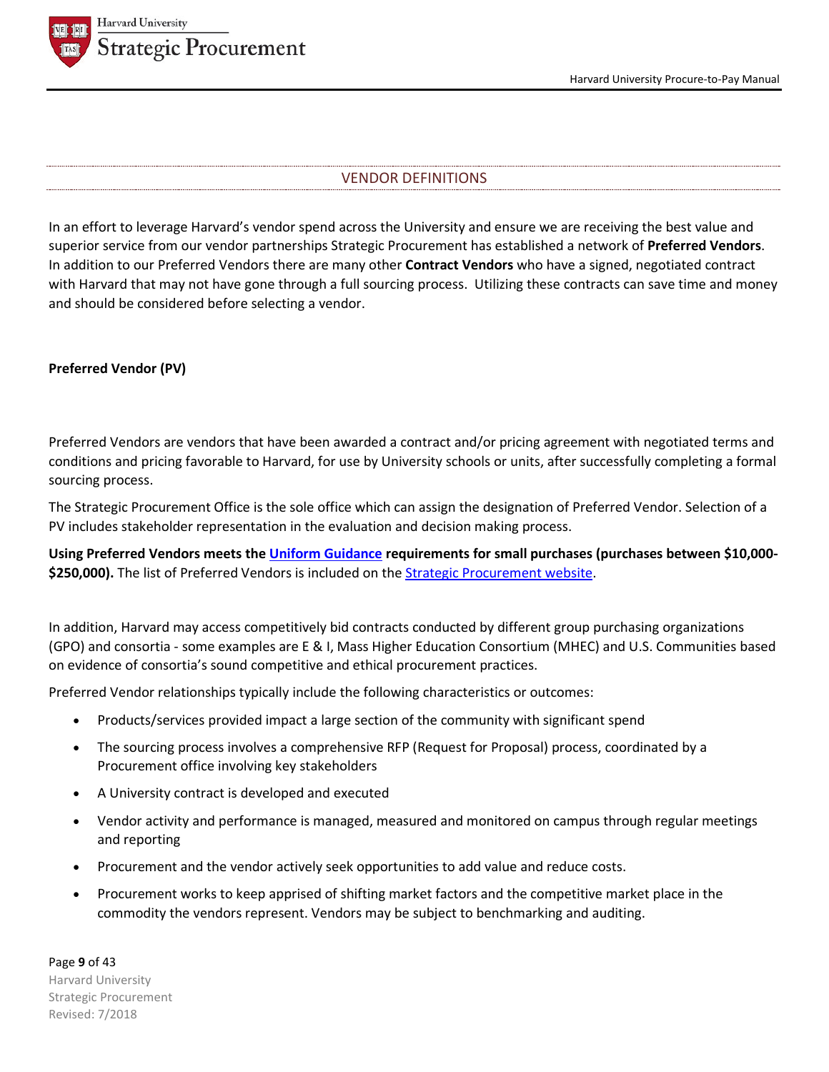## VENDOR DEFINITIONS

In an effort to leverage Harvard's vendor spend across the University and ensure we are receiving the best value and superior service from our vendor partnerships Strategic Procurement has established a network of **Preferred Vendors**. In addition to our Preferred Vendors there are many other **Contract Vendors** who have a signed, negotiated contract with Harvard that may not have gone through a full sourcing process. Utilizing these contracts can save time and money and should be considered before selecting a vendor.

### Preferred Vendor (PV)

Preferred Vendors are vendors that have been awarded a contract and/or pricing agreement with negotiated terms and conditions and pricing favorable to Harvard, for use by University schools or units, after successfully completing a formal sourcing process.

The Strategic Procurement Office is the sole office which can assign the designation of Preferred Vendor. Selection of a PV includes stakeholder representation in the evaluation and decision making process.

**Using Preferred Vendors meets the Uniform Guidance requirements for small purchases (purchases between $10,000-$250,000).** The list of Preferred Vendors is included on the Strategic Procurement website.

In addition, Harvard may access competitively bid contracts conducted by different group purchasing organizations (GPO) and consortia - some examples are E & I, Mass Higher Education Consortium (MHEC) and U.S. Communities based on evidence of consortia's sound competitive and ethical procurement practices.

Preferred Vendor relationships typically include the following characteristics or outcomes:

- Products/services provided impact a large section of the community with significant spend
- The sourcing process involves a comprehensive RFP (Request for Proposal) process, coordinated by a Procurement office involving key stakeholders
- A University contract is developed and executed
- Vendor activity and performance is managed, measured and monitored on campus through regular meetings and reporting
- Procurement and the vendor actively seek opportunities to add value and reduce costs.
- Procurement works to keep apprised of shifting market factors and the competitive market place in the commodity the vendors represent. Vendors may be subject to benchmarking and auditing.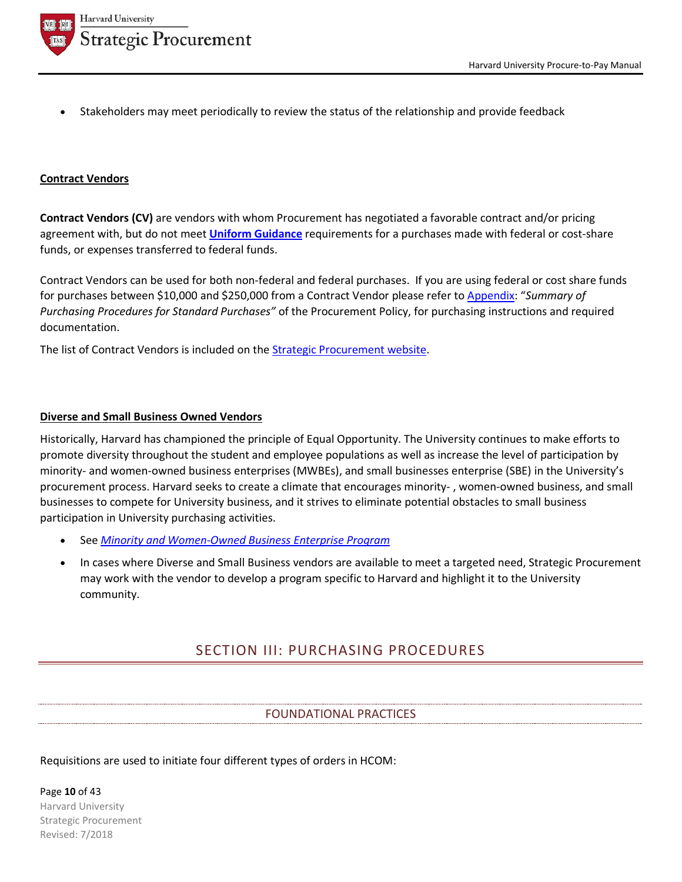- Stakeholders may meet periodically to review the status of the relationship and provide feedback

**Contract Vendors**

**Contract Vendors (CV)** are vendors with whom Procurement has negotiated a favorable contract and/or pricing agreement with, but do not meet **Uniform Guidance** requirements for a purchases made with federal or cost-share funds, or expenses transferred to federal funds.

Contract Vendors can be used for both non-federal and federal purchases. If you are using federal or cost share funds for purchases between $10,000 and $250,000 from a Contract Vendor please refer to Appendix: "*Summary of Purchasing Procedures for Standard Purchases"* of the Procurement Policy, for purchasing instructions and required documentation.

The list of Contract Vendors is included on the Strategic Procurement website.

**Diverse and Small Business Owned Vendors**

Historically, Harvard has championed the principle of Equal Opportunity. The University continues to make efforts to promote diversity throughout the student and employee populations as well as increase the level of participation by minority- and women-owned business enterprises (MWBEs), and small businesses enterprise (SBE) in the University's procurement process. Harvard seeks to create a climate that encourages minority- , women-owned business, and small businesses to compete for University business, and it strives to eliminate potential obstacles to small business participation in University purchasing activities.

- See *Minority and Women-Owned Business Enterprise Program*
- In cases where Diverse and Small Business vendors are available to meet a targeted need, Strategic Procurement may work with the vendor to develop a program specific to Harvard and highlight it to the University community.

# SECTION III: PURCHASING PROCEDURES

## FOUNDATIONAL PRACTICES

Requisitions are used to initiate four different types of orders in HCOM: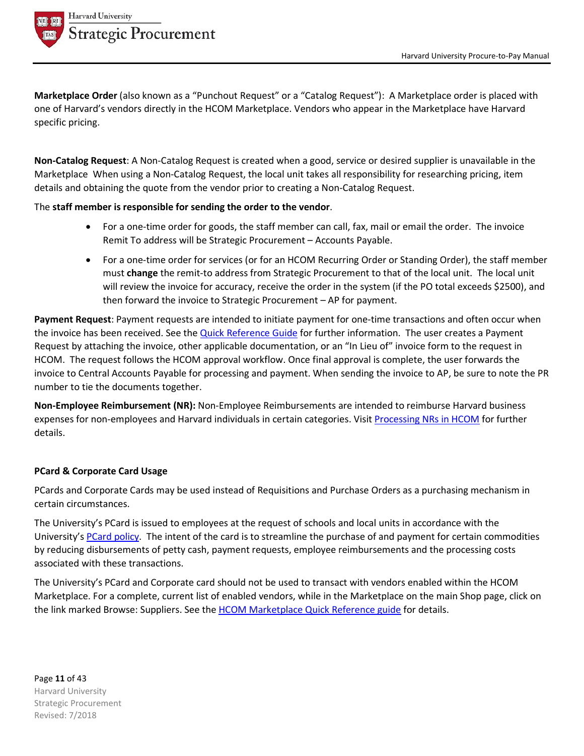**Marketplace Order** (also known as a "Punchout Request" or a "Catalog Request"): A Marketplace order is placed with one of Harvard's vendors directly in the HCOM Marketplace. Vendors who appear in the Marketplace have Harvard specific pricing.

**Non-Catalog Request**: A Non-Catalog Request is created when a good, service or desired supplier is unavailable in the Marketplace When using a Non-Catalog Request, the local unit takes all responsibility for researching pricing, item details and obtaining the quote from the vendor prior to creating a Non-Catalog Request.

The **staff member is responsible for sending the order to the vendor**.

- For a one-time order for goods, the staff member can call, fax, mail or email the order. The invoice Remit To address will be Strategic Procurement – Accounts Payable.
- For a one-time order for services (or for an HCOM Recurring Order or Standing Order), the staff member must **change** the remit-to address from Strategic Procurement to that of the local unit. The local unit will review the invoice for accuracy, receive the order in the system (if the PO total exceeds $2500), and then forward the invoice to Strategic Procurement – AP for payment.

**Payment Request**: Payment requests are intended to initiate payment for one-time transactions and often occur when the invoice has been received. See the Quick Reference Guide for further information. The user creates a Payment Request by attaching the invoice, other applicable documentation, or an "In Lieu of" invoice form to the request in HCOM. The request follows the HCOM approval workflow. Once final approval is complete, the user forwards the invoice to Central Accounts Payable for processing and payment. When sending the invoice to AP, be sure to note the PR number to tie the documents together.

**Non-Employee Reimbursement (NR):** Non-Employee Reimbursements are intended to reimburse Harvard business expenses for non-employees and Harvard individuals in certain categories. Visit Processing NRs in HCOM for further details.

**PCard & Corporate Card Usage**

PCards and Corporate Cards may be used instead of Requisitions and Purchase Orders as a purchasing mechanism in certain circumstances.

The University's PCard is issued to employees at the request of schools and local units in accordance with the University's PCard policy. The intent of the card is to streamline the purchase of and payment for certain commodities by reducing disbursements of petty cash, payment requests, employee reimbursements and the processing costs associated with these transactions.

The University's PCard and Corporate card should not be used to transact with vendors enabled within the HCOM Marketplace. For a complete, current list of enabled vendors, while in the Marketplace on the main Shop page, click on the link marked Browse: Suppliers. See the HCOM Marketplace Quick Reference guide for details.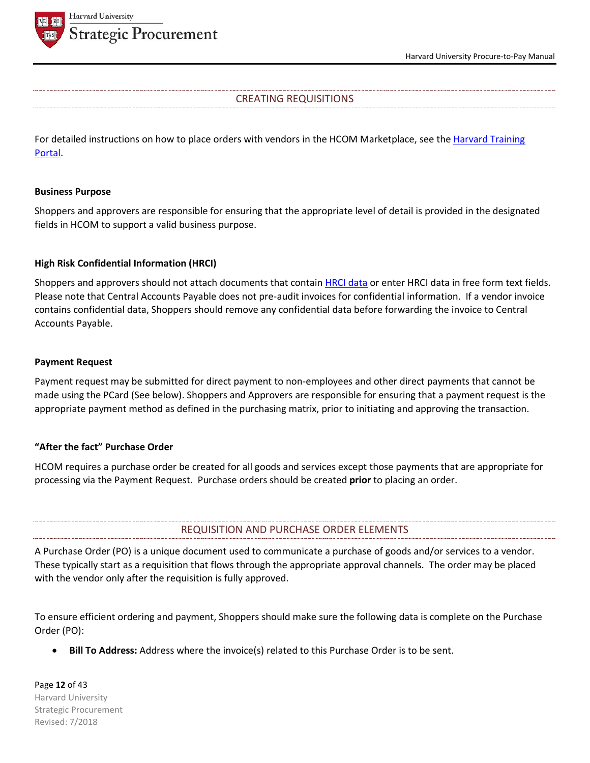## CREATING REQUISITIONS

For detailed instructions on how to place orders with vendors in the HCOM Marketplace, see the Harvard Training Portal.

### Business Purpose

Shoppers and approvers are responsible for ensuring that the appropriate level of detail is provided in the designated fields in HCOM to support a valid business purpose.

### High Risk Confidential Information (HRCI)

Shoppers and approvers should not attach documents that contain HRCI data or enter HRCI data in free form text fields. Please note that Central Accounts Payable does not pre-audit invoices for confidential information. If a vendor invoice contains confidential data, Shoppers should remove any confidential data before forwarding the invoice to Central Accounts Payable.

### Payment Request

Payment request may be submitted for direct payment to non-employees and other direct payments that cannot be made using the PCard (See below). Shoppers and Approvers are responsible for ensuring that a payment request is the appropriate payment method as defined in the purchasing matrix, prior to initiating and approving the transaction.

### "After the fact" Purchase Order

HCOM requires a purchase order be created for all goods and services except those payments that are appropriate for processing via the Payment Request. Purchase orders should be created **prior** to placing an order.

## REQUISITION AND PURCHASE ORDER ELEMENTS

A Purchase Order (PO) is a unique document used to communicate a purchase of goods and/or services to a vendor. These typically start as a requisition that flows through the appropriate approval channels. The order may be placed with the vendor only after the requisition is fully approved.

To ensure efficient ordering and payment, Shoppers should make sure the following data is complete on the Purchase Order (PO):

- **Bill To Address:** Address where the invoice(s) related to this Purchase Order is to be sent.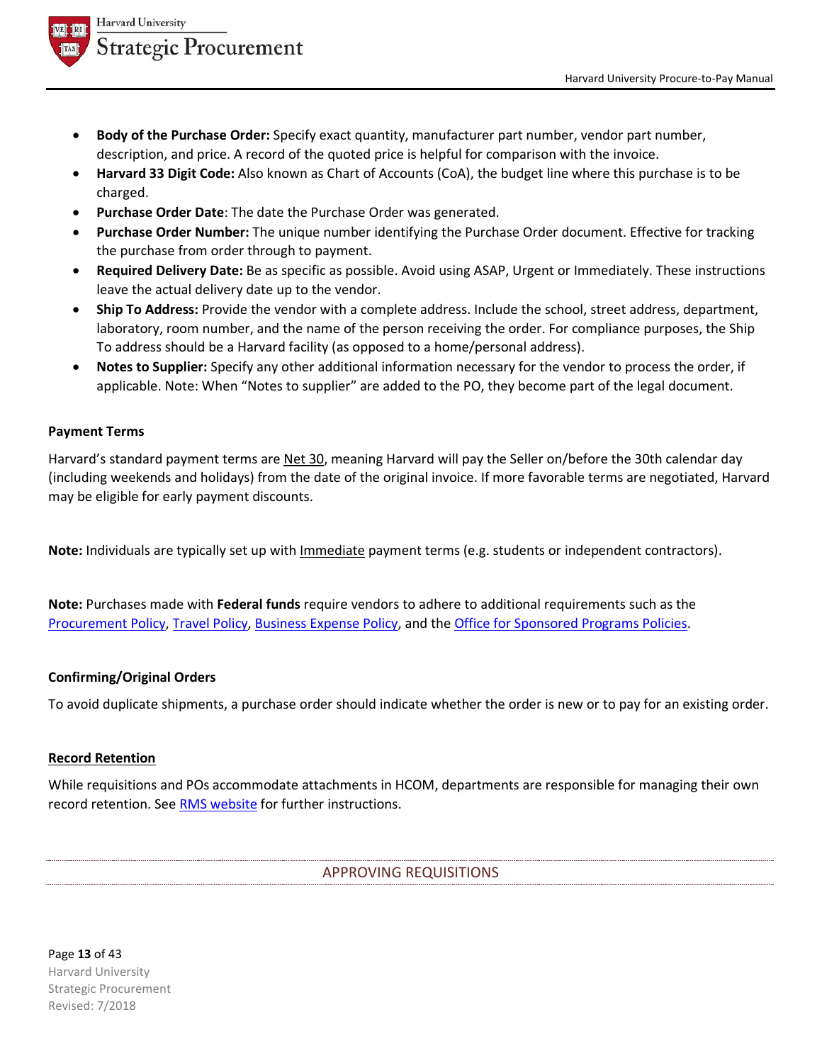- **Body of the Purchase Order:** Specify exact quantity, manufacturer part number, vendor part number, description, and price. A record of the quoted price is helpful for comparison with the invoice.
- **Harvard 33 Digit Code:** Also known as Chart of Accounts (CoA), the budget line where this purchase is to be charged.
- **Purchase Order Date**: The date the Purchase Order was generated.
- **Purchase Order Number:** The unique number identifying the Purchase Order document. Effective for tracking the purchase from order through to payment.
- **Required Delivery Date:** Be as specific as possible. Avoid using ASAP, Urgent or Immediately. These instructions leave the actual delivery date up to the vendor.
- **Ship To Address:** Provide the vendor with a complete address. Include the school, street address, department, laboratory, room number, and the name of the person receiving the order. For compliance purposes, the Ship To address should be a Harvard facility (as opposed to a home/personal address).
- **Notes to Supplier:** Specify any other additional information necessary for the vendor to process the order, if applicable. Note: When "Notes to supplier" are added to the PO, they become part of the legal document.

### Payment Terms

Harvard's standard payment terms are Net 30, meaning Harvard will pay the Seller on/before the 30th calendar day (including weekends and holidays) from the date of the original invoice. If more favorable terms are negotiated, Harvard may be eligible for early payment discounts.

**Note:** Individuals are typically set up with Immediate payment terms (e.g. students or independent contractors).

**Note:** Purchases made with **Federal funds** require vendors to adhere to additional requirements such as the Procurement Policy, Travel Policy, Business Expense Policy, and the Office for Sponsored Programs Policies.

### Confirming/Original Orders

To avoid duplicate shipments, a purchase order should indicate whether the order is new or to pay for an existing order.

### Record Retention

While requisitions and POs accommodate attachments in HCOM, departments are responsible for managing their own record retention. See RMS website for further instructions.

## APPROVING REQUISITIONS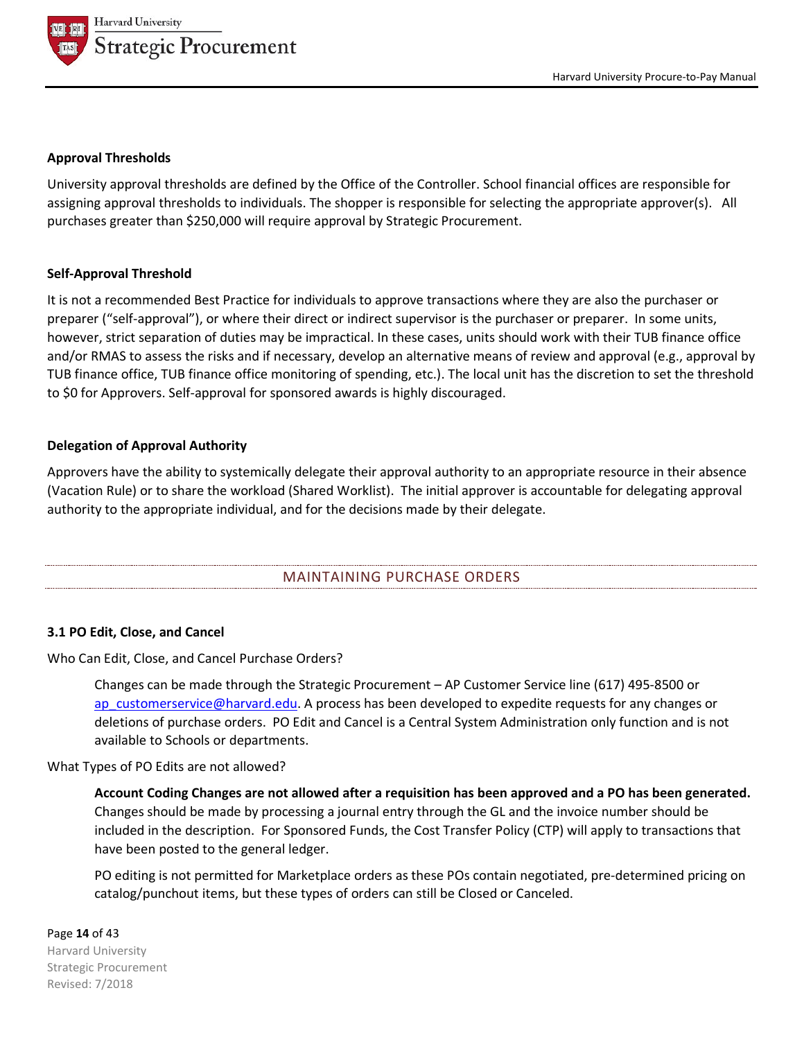**Approval Thresholds**

University approval thresholds are defined by the Office of the Controller. School financial offices are responsible for assigning approval thresholds to individuals. The shopper is responsible for selecting the appropriate approver(s). All purchases greater than $250,000 will require approval by Strategic Procurement.

**Self-Approval Threshold**

It is not a recommended Best Practice for individuals to approve transactions where they are also the purchaser or preparer ("self-approval"), or where their direct or indirect supervisor is the purchaser or preparer. In some units, however, strict separation of duties may be impractical. In these cases, units should work with their TUB finance office and/or RMAS to assess the risks and if necessary, develop an alternative means of review and approval (e.g., approval by TUB finance office, TUB finance office monitoring of spending, etc.). The local unit has the discretion to set the threshold to $0 for Approvers. Self-approval for sponsored awards is highly discouraged.

**Delegation of Approval Authority**

Approvers have the ability to systemically delegate their approval authority to an appropriate resource in their absence (Vacation Rule) or to share the workload (Shared Worklist). The initial approver is accountable for delegating approval authority to the appropriate individual, and for the decisions made by their delegate.

## MAINTAINING PURCHASE ORDERS

### 3.1 PO Edit, Close, and Cancel

Who Can Edit, Close, and Cancel Purchase Orders?

> Changes can be made through the Strategic Procurement – AP Customer Service line (617) 495-8500 or ap_customerservice@harvard.edu. A process has been developed to expedite requests for any changes or deletions of purchase orders. PO Edit and Cancel is a Central System Administration only function and is not available to Schools or departments.

What Types of PO Edits are not allowed?

> **Account Coding Changes are not allowed after a requisition has been approved and a PO has been generated.** Changes should be made by processing a journal entry through the GL and the invoice number should be included in the description. For Sponsored Funds, the Cost Transfer Policy (CTP) will apply to transactions that have been posted to the general ledger.
>
> PO editing is not permitted for Marketplace orders as these POs contain negotiated, pre-determined pricing on catalog/punchout items, but these types of orders can still be Closed or Canceled.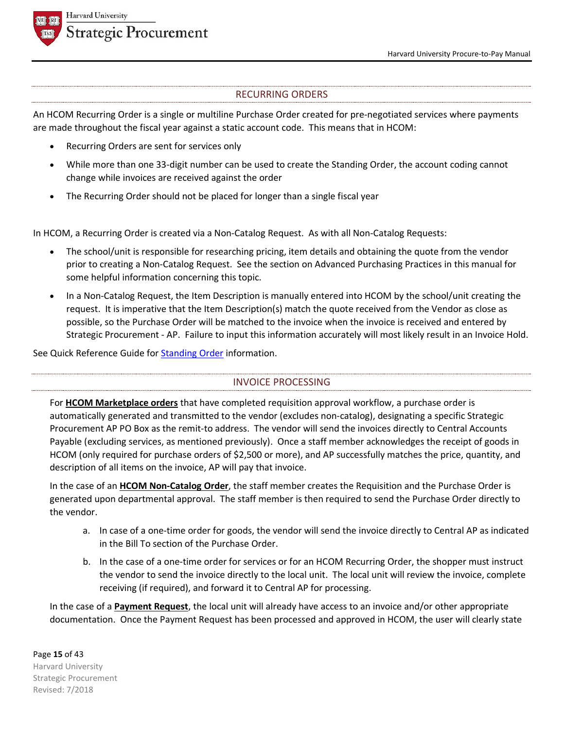## RECURRING ORDERS

An HCOM Recurring Order is a single or multiline Purchase Order created for pre-negotiated services where payments are made throughout the fiscal year against a static account code. This means that in HCOM:

- Recurring Orders are sent for services only
- While more than one 33-digit number can be used to create the Standing Order, the account coding cannot change while invoices are received against the order
- The Recurring Order should not be placed for longer than a single fiscal year

In HCOM, a Recurring Order is created via a Non-Catalog Request. As with all Non-Catalog Requests:

- The school/unit is responsible for researching pricing, item details and obtaining the quote from the vendor prior to creating a Non-Catalog Request. See the section on Advanced Purchasing Practices in this manual for some helpful information concerning this topic.
- In a Non-Catalog Request, the Item Description is manually entered into HCOM by the school/unit creating the request. It is imperative that the Item Description(s) match the quote received from the Vendor as close as possible, so the Purchase Order will be matched to the invoice when the invoice is received and entered by Strategic Procurement - AP. Failure to input this information accurately will most likely result in an Invoice Hold.

See Quick Reference Guide for Standing Order information.

## INVOICE PROCESSING

For **HCOM Marketplace orders** that have completed requisition approval workflow, a purchase order is automatically generated and transmitted to the vendor (excludes non-catalog), designating a specific Strategic Procurement AP PO Box as the remit-to address. The vendor will send the invoices directly to Central Accounts Payable (excluding services, as mentioned previously). Once a staff member acknowledges the receipt of goods in HCOM (only required for purchase orders of $2,500 or more), and AP successfully matches the price, quantity, and description of all items on the invoice, AP will pay that invoice.

In the case of an **HCOM Non-Catalog Order**, the staff member creates the Requisition and the Purchase Order is generated upon departmental approval. The staff member is then required to send the Purchase Order directly to the vendor.

a. In case of a one-time order for goods, the vendor will send the invoice directly to Central AP as indicated in the Bill To section of the Purchase Order.

b. In the case of a one-time order for services or for an HCOM Recurring Order, the shopper must instruct the vendor to send the invoice directly to the local unit. The local unit will review the invoice, complete receiving (if required), and forward it to Central AP for processing.

In the case of a **Payment Request**, the local unit will already have access to an invoice and/or other appropriate documentation. Once the Payment Request has been processed and approved in HCOM, the user will clearly state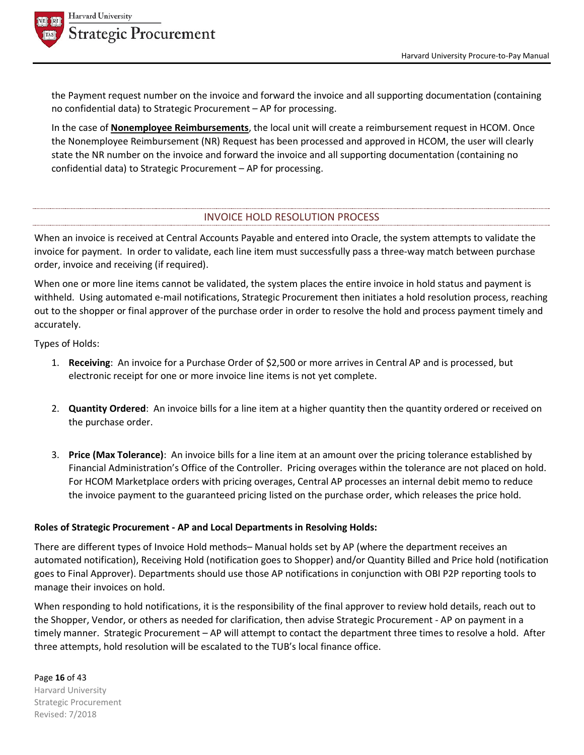the Payment request number on the invoice and forward the invoice and all supporting documentation (containing no confidential data) to Strategic Procurement – AP for processing.

In the case of **Nonemployee Reimbursements**, the local unit will create a reimbursement request in HCOM. Once the Nonemployee Reimbursement (NR) Request has been processed and approved in HCOM, the user will clearly state the NR number on the invoice and forward the invoice and all supporting documentation (containing no confidential data) to Strategic Procurement – AP for processing.

## INVOICE HOLD RESOLUTION PROCESS

When an invoice is received at Central Accounts Payable and entered into Oracle, the system attempts to validate the invoice for payment. In order to validate, each line item must successfully pass a three-way match between purchase order, invoice and receiving (if required).

When one or more line items cannot be validated, the system places the entire invoice in hold status and payment is withheld. Using automated e-mail notifications, Strategic Procurement then initiates a hold resolution process, reaching out to the shopper or final approver of the purchase order in order to resolve the hold and process payment timely and accurately.

Types of Holds:

1. **Receiving**: An invoice for a Purchase Order of $2,500 or more arrives in Central AP and is processed, but electronic receipt for one or more invoice line items is not yet complete.

2. **Quantity Ordered**: An invoice bills for a line item at a higher quantity then the quantity ordered or received on the purchase order.

3. **Price (Max Tolerance)**: An invoice bills for a line item at an amount over the pricing tolerance established by Financial Administration's Office of the Controller. Pricing overages within the tolerance are not placed on hold. For HCOM Marketplace orders with pricing overages, Central AP processes an internal debit memo to reduce the invoice payment to the guaranteed pricing listed on the purchase order, which releases the price hold.

**Roles of Strategic Procurement - AP and Local Departments in Resolving Holds:**

There are different types of Invoice Hold methods– Manual holds set by AP (where the department receives an automated notification), Receiving Hold (notification goes to Shopper) and/or Quantity Billed and Price hold (notification goes to Final Approver). Departments should use those AP notifications in conjunction with OBI P2P reporting tools to manage their invoices on hold.

When responding to hold notifications, it is the responsibility of the final approver to review hold details, reach out to the Shopper, Vendor, or others as needed for clarification, then advise Strategic Procurement - AP on payment in a timely manner. Strategic Procurement – AP will attempt to contact the department three times to resolve a hold. After three attempts, hold resolution will be escalated to the TUB's local finance office.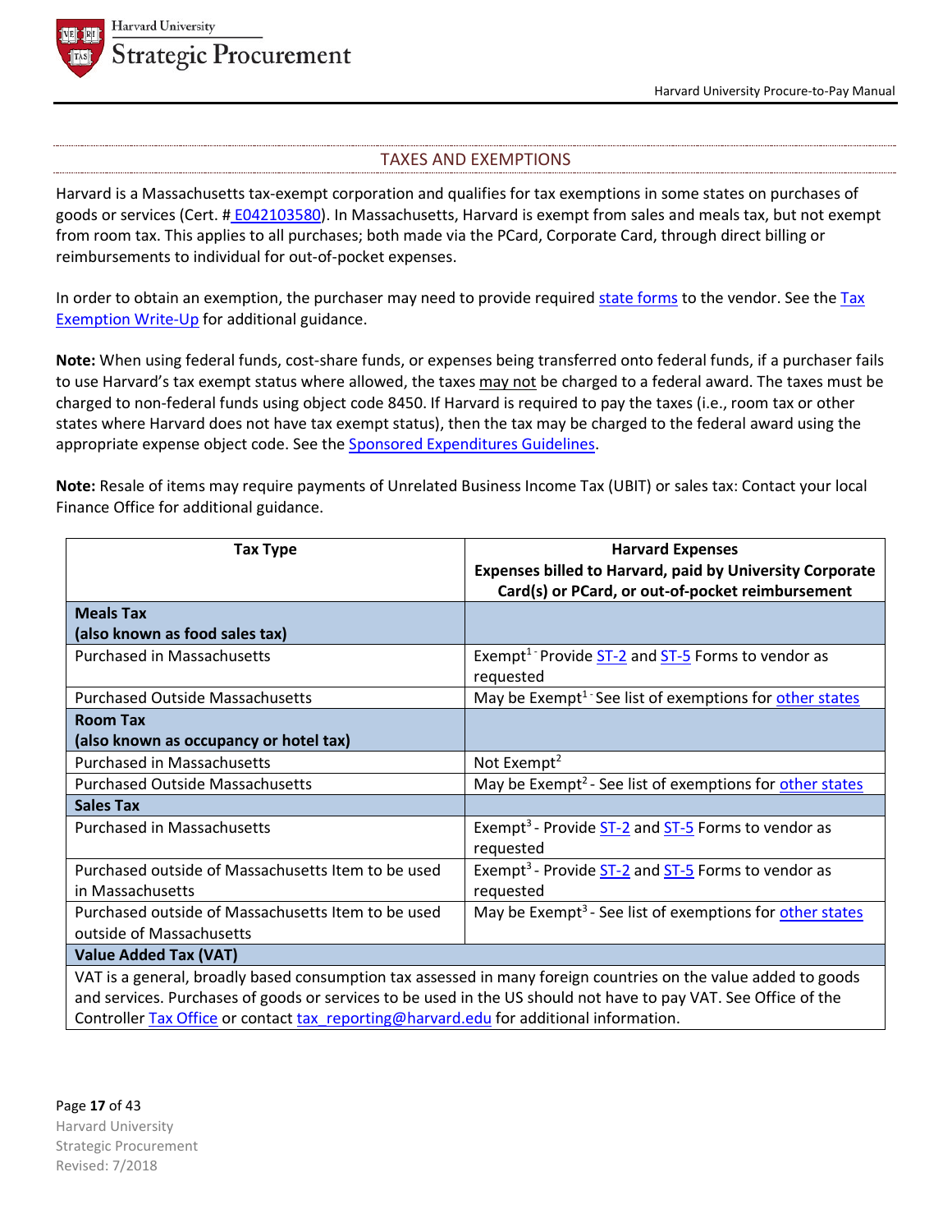## TAXES AND EXEMPTIONS

Harvard is a Massachusetts tax-exempt corporation and qualifies for tax exemptions in some states on purchases of goods or services (Cert. # E042103580). In Massachusetts, Harvard is exempt from sales and meals tax, but not exempt from room tax. This applies to all purchases; both made via the PCard, Corporate Card, through direct billing or reimbursements to individual for out-of-pocket expenses.

In order to obtain an exemption, the purchaser may need to provide required state forms to the vendor. See the Tax Exemption Write-Up for additional guidance.

**Note:** When using federal funds, cost-share funds, or expenses being transferred onto federal funds, if a purchaser fails to use Harvard's tax exempt status where allowed, the taxes may not be charged to a federal award. The taxes must be charged to non-federal funds using object code 8450. If Harvard is required to pay the taxes (i.e., room tax or other states where Harvard does not have tax exempt status), then the tax may be charged to the federal award using the appropriate expense object code. See the Sponsored Expenditures Guidelines.

**Note:** Resale of items may require payments of Unrelated Business Income Tax (UBIT) or sales tax: Contact your local Finance Office for additional guidance.

| Tax Type | Harvard Expenses<br>Expenses billed to Harvard, paid by University Corporate Card(s) or PCard, or out-of-pocket reimbursement |
|---|---|
| **Meals Tax (also known as food sales tax)** | |
| Purchased in Massachusetts | Exempt[1] - Provide ST-2 and ST-5 Forms to vendor as requested |
| Purchased Outside Massachusetts | May be Exempt[1] - See list of exemptions for other states |
| **Room Tax (also known as occupancy or hotel tax)** | |
| Purchased in Massachusetts | Not Exempt[2] |
| Purchased Outside Massachusetts | May be Exempt[2] - See list of exemptions for other states |
| **Sales Tax** | |
| Purchased in Massachusetts | Exempt[3] - Provide ST-2 and ST-5 Forms to vendor as requested |
| Purchased outside of Massachusetts Item to be used in Massachusetts | Exempt[3] - Provide ST-2 and ST-5 Forms to vendor as requested |
| Purchased outside of Massachusetts Item to be used outside of Massachusetts | May be Exempt[3] - See list of exemptions for other states |
| **Value Added Tax (VAT)** | |
| VAT is a general, broadly based consumption tax assessed in many foreign countries on the value added to goods and services. Purchases of goods or services to be used in the US should not have to pay VAT. See Office of the Controller Tax Office or contact tax_reporting@harvard.edu for additional information. | |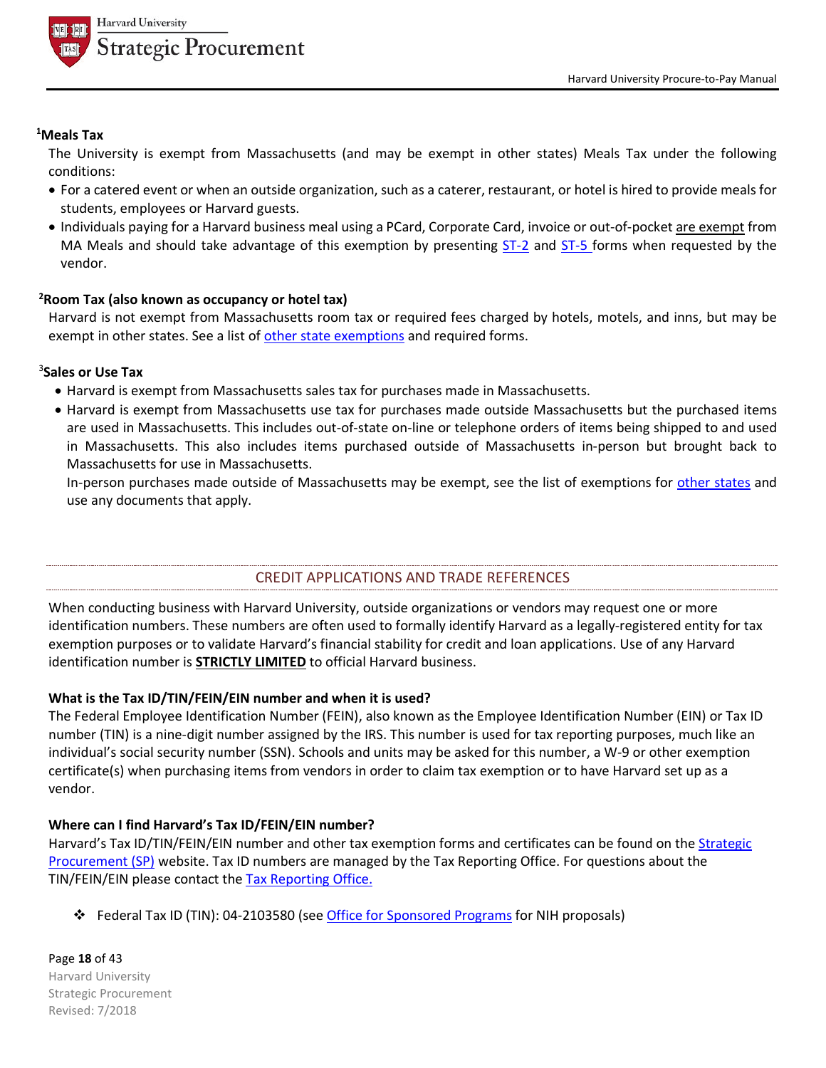**[1]Meals Tax**

The University is exempt from Massachusetts (and may be exempt in other states) Meals Tax under the following conditions:

- For a catered event or when an outside organization, such as a caterer, restaurant, or hotel is hired to provide meals for students, employees or Harvard guests.
- Individuals paying for a Harvard business meal using a PCard, Corporate Card, invoice or out-of-pocket are exempt from MA Meals and should take advantage of this exemption by presenting ST-2 and ST-5 forms when requested by the vendor.

**[2]Room Tax (also known as occupancy or hotel tax)**

Harvard is not exempt from Massachusetts room tax or required fees charged by hotels, motels, and inns, but may be exempt in other states. See a list of other state exemptions and required forms.

**[3]Sales or Use Tax**

- Harvard is exempt from Massachusetts sales tax for purchases made in Massachusetts.
- Harvard is exempt from Massachusetts use tax for purchases made outside Massachusetts but the purchased items are used in Massachusetts. This includes out-of-state on-line or telephone orders of items being shipped to and used in Massachusetts. This also includes items purchased outside of Massachusetts in-person but brought back to Massachusetts for use in Massachusetts.
  In-person purchases made outside of Massachusetts may be exempt, see the list of exemptions for other states and use any documents that apply.

## CREDIT APPLICATIONS AND TRADE REFERENCES

When conducting business with Harvard University, outside organizations or vendors may request one or more identification numbers. These numbers are often used to formally identify Harvard as a legally-registered entity for tax exemption purposes or to validate Harvard's financial stability for credit and loan applications. Use of any Harvard identification number is **STRICTLY LIMITED** to official Harvard business.

**What is the Tax ID/TIN/FEIN/EIN number and when it is used?**

The Federal Employee Identification Number (FEIN), also known as the Employee Identification Number (EIN) or Tax ID number (TIN) is a nine-digit number assigned by the IRS. This number is used for tax reporting purposes, much like an individual's social security number (SSN). Schools and units may be asked for this number, a W-9 or other exemption certificate(s) when purchasing items from vendors in order to claim tax exemption or to have Harvard set up as a vendor.

**Where can I find Harvard's Tax ID/FEIN/EIN number?**

Harvard's Tax ID/TIN/FEIN/EIN number and other tax exemption forms and certificates can be found on the Strategic Procurement (SP) website. Tax ID numbers are managed by the Tax Reporting Office. For questions about the TIN/FEIN/EIN please contact the Tax Reporting Office.

- Federal Tax ID (TIN): 04-2103580 (see Office for Sponsored Programs for NIH proposals)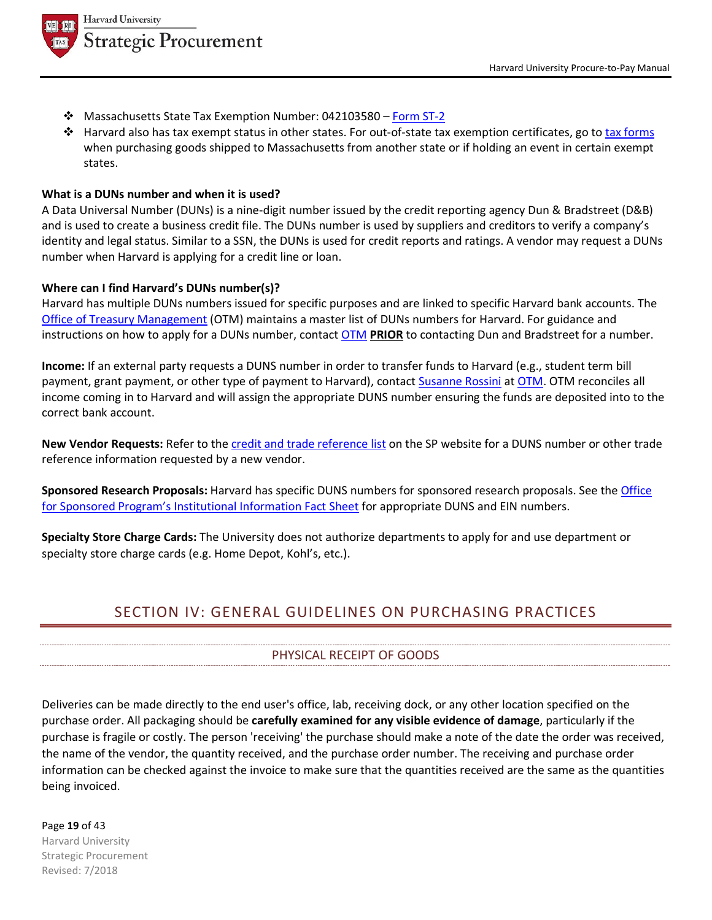- Massachusetts State Tax Exemption Number: 042103580 – Form ST-2
- Harvard also has tax exempt status in other states. For out-of-state tax exemption certificates, go to tax forms when purchasing goods shipped to Massachusetts from another state or if holding an event in certain exempt states.

**What is a DUNs number and when it is used?**

A Data Universal Number (DUNs) is a nine-digit number issued by the credit reporting agency Dun & Bradstreet (D&B) and is used to create a business credit file. The DUNs number is used by suppliers and creditors to verify a company's identity and legal status. Similar to a SSN, the DUNs is used for credit reports and ratings. A vendor may request a DUNs number when Harvard is applying for a credit line or loan.

**Where can I find Harvard's DUNs number(s)?**

Harvard has multiple DUNs numbers issued for specific purposes and are linked to specific Harvard bank accounts. The Office of Treasury Management (OTM) maintains a master list of DUNs numbers for Harvard. For guidance and instructions on how to apply for a DUNs number, contact OTM **PRIOR** to contacting Dun and Bradstreet for a number.

**Income:** If an external party requests a DUNS number in order to transfer funds to Harvard (e.g., student term bill payment, grant payment, or other type of payment to Harvard), contact Susanne Rossini at OTM. OTM reconciles all income coming in to Harvard and will assign the appropriate DUNS number ensuring the funds are deposited into to the correct bank account.

**New Vendor Requests:** Refer to the credit and trade reference list on the SP website for a DUNS number or other trade reference information requested by a new vendor.

**Sponsored Research Proposals:** Harvard has specific DUNS numbers for sponsored research proposals. See the Office for Sponsored Program's Institutional Information Fact Sheet for appropriate DUNS and EIN numbers.

**Specialty Store Charge Cards:** The University does not authorize departments to apply for and use department or specialty store charge cards (e.g. Home Depot, Kohl's, etc.).

# SECTION IV: GENERAL GUIDELINES ON PURCHASING PRACTICES

## PHYSICAL RECEIPT OF GOODS

Deliveries can be made directly to the end user's office, lab, receiving dock, or any other location specified on the purchase order. All packaging should be **carefully examined for any visible evidence of damage**, particularly if the purchase is fragile or costly. The person 'receiving' the purchase should make a note of the date the order was received, the name of the vendor, the quantity received, and the purchase order number. The receiving and purchase order information can be checked against the invoice to make sure that the quantities received are the same as the quantities being invoiced.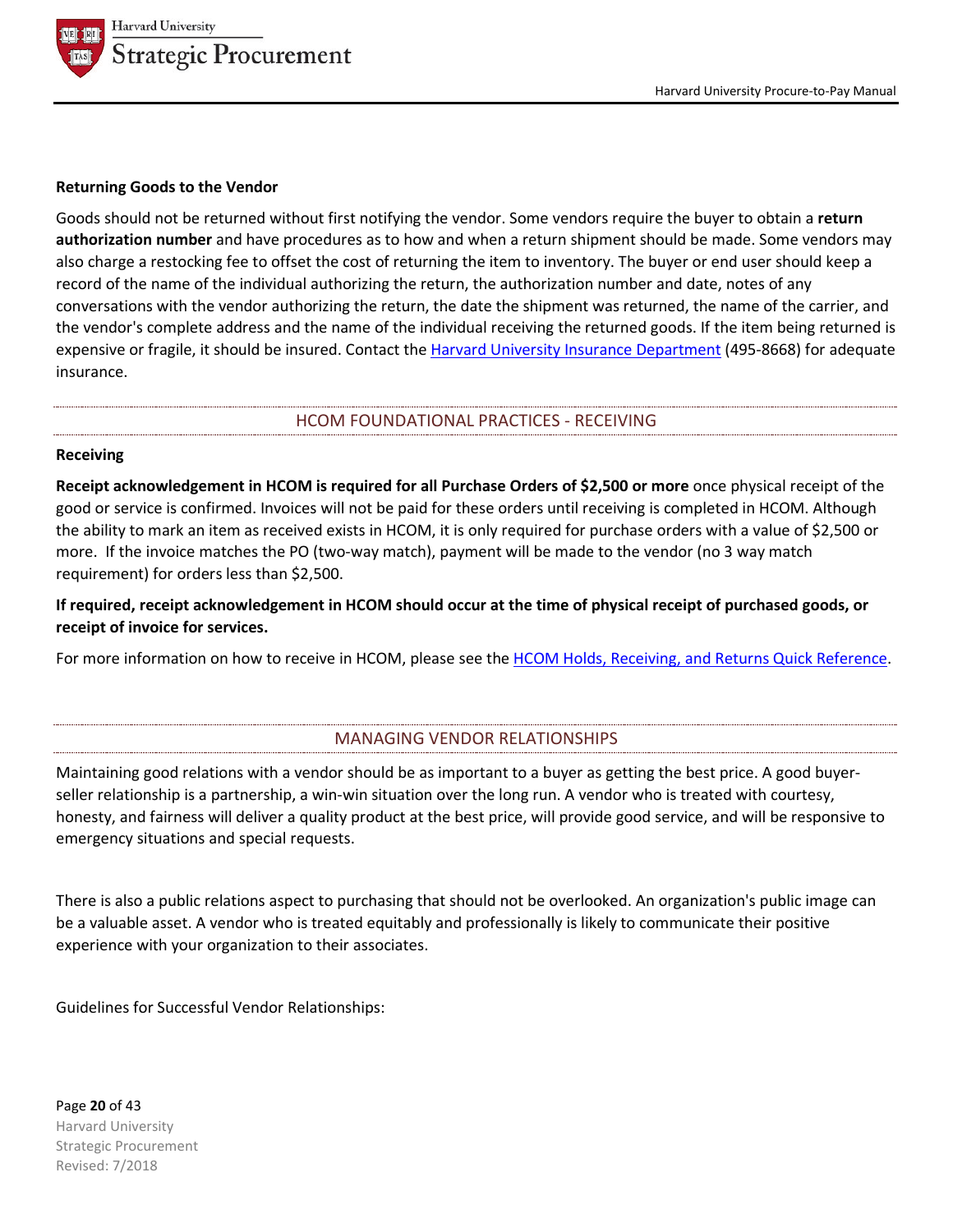**Returning Goods to the Vendor**

Goods should not be returned without first notifying the vendor. Some vendors require the buyer to obtain a **return authorization number** and have procedures as to how and when a return shipment should be made. Some vendors may also charge a restocking fee to offset the cost of returning the item to inventory. The buyer or end user should keep a record of the name of the individual authorizing the return, the authorization number and date, notes of any conversations with the vendor authorizing the return, the date the shipment was returned, the name of the carrier, and the vendor's complete address and the name of the individual receiving the returned goods. If the item being returned is expensive or fragile, it should be insured. Contact the Harvard University Insurance Department (495-8668) for adequate insurance.

## HCOM FOUNDATIONAL PRACTICES - RECEIVING

**Receiving**

**Receipt acknowledgement in HCOM is required for all Purchase Orders of $2,500 or more** once physical receipt of the good or service is confirmed. Invoices will not be paid for these orders until receiving is completed in HCOM. Although the ability to mark an item as received exists in HCOM, it is only required for purchase orders with a value of $2,500 or more. If the invoice matches the PO (two-way match), payment will be made to the vendor (no 3 way match requirement) for orders less than $2,500.

**If required, receipt acknowledgement in HCOM should occur at the time of physical receipt of purchased goods, or receipt of invoice for services.**

For more information on how to receive in HCOM, please see the HCOM Holds, Receiving, and Returns Quick Reference.

## MANAGING VENDOR RELATIONSHIPS

Maintaining good relations with a vendor should be as important to a buyer as getting the best price. A good buyer-seller relationship is a partnership, a win-win situation over the long run. A vendor who is treated with courtesy, honesty, and fairness will deliver a quality product at the best price, will provide good service, and will be responsive to emergency situations and special requests.

There is also a public relations aspect to purchasing that should not be overlooked. An organization's public image can be a valuable asset. A vendor who is treated equitably and professionally is likely to communicate their positive experience with your organization to their associates.

Guidelines for Successful Vendor Relationships: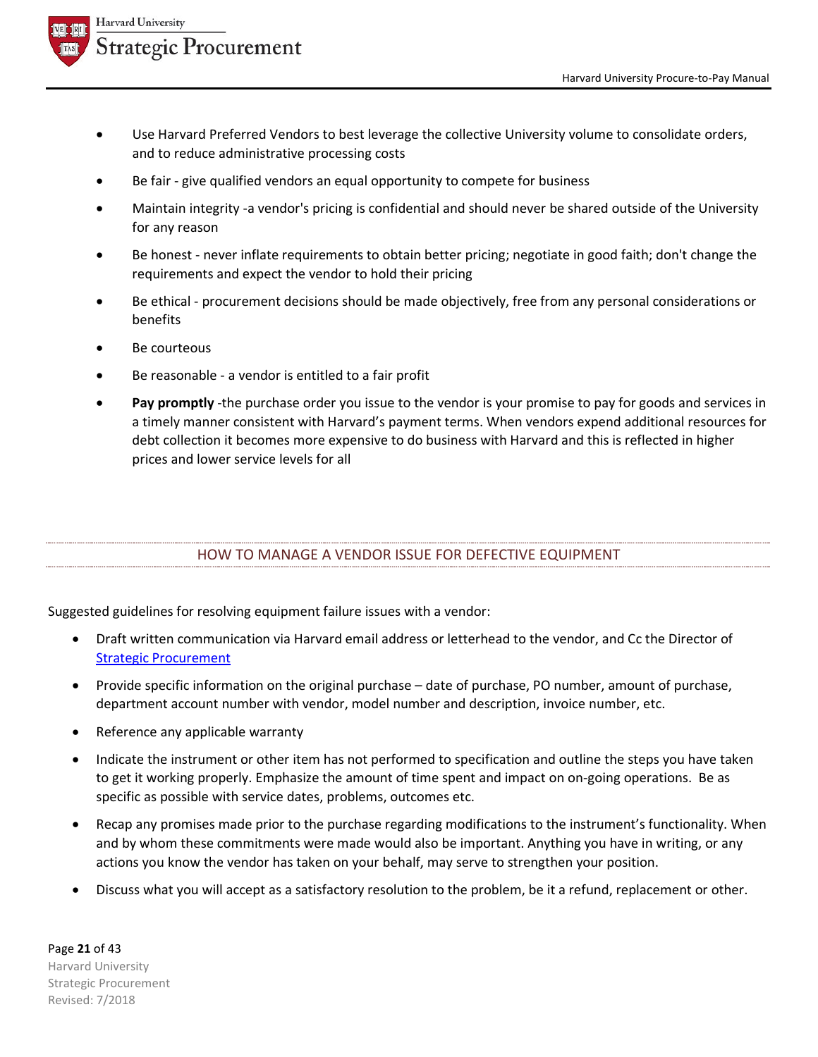- Use Harvard Preferred Vendors to best leverage the collective University volume to consolidate orders, and to reduce administrative processing costs
- Be fair - give qualified vendors an equal opportunity to compete for business
- Maintain integrity -a vendor's pricing is confidential and should never be shared outside of the University for any reason
- Be honest - never inflate requirements to obtain better pricing; negotiate in good faith; don't change the requirements and expect the vendor to hold their pricing
- Be ethical - procurement decisions should be made objectively, free from any personal considerations or benefits
- Be courteous
- Be reasonable - a vendor is entitled to a fair profit
- **Pay promptly** -the purchase order you issue to the vendor is your promise to pay for goods and services in a timely manner consistent with Harvard's payment terms. When vendors expend additional resources for debt collection it becomes more expensive to do business with Harvard and this is reflected in higher prices and lower service levels for all

## HOW TO MANAGE A VENDOR ISSUE FOR DEFECTIVE EQUIPMENT

Suggested guidelines for resolving equipment failure issues with a vendor:

- Draft written communication via Harvard email address or letterhead to the vendor, and Cc the Director of Strategic Procurement
- Provide specific information on the original purchase – date of purchase, PO number, amount of purchase, department account number with vendor, model number and description, invoice number, etc.
- Reference any applicable warranty
- Indicate the instrument or other item has not performed to specification and outline the steps you have taken to get it working properly. Emphasize the amount of time spent and impact on on-going operations. Be as specific as possible with service dates, problems, outcomes etc.
- Recap any promises made prior to the purchase regarding modifications to the instrument's functionality. When and by whom these commitments were made would also be important. Anything you have in writing, or any actions you know the vendor has taken on your behalf, may serve to strengthen your position.
- Discuss what you will accept as a satisfactory resolution to the problem, be it a refund, replacement or other.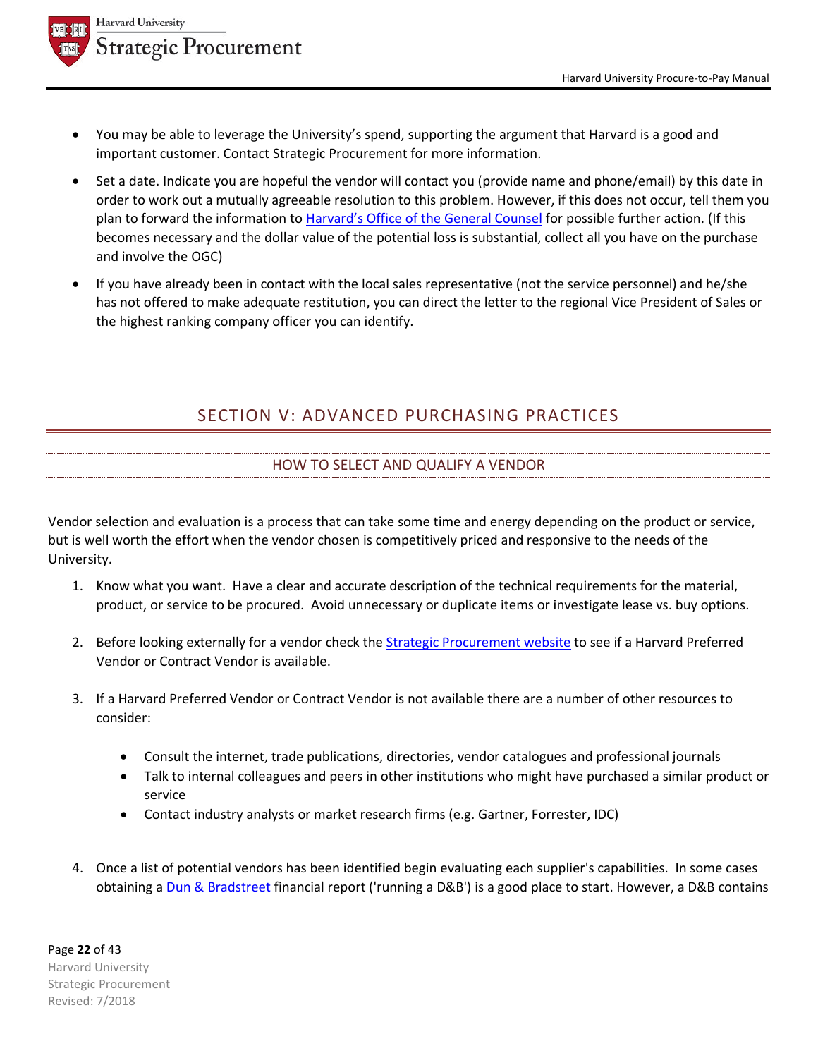- You may be able to leverage the University's spend, supporting the argument that Harvard is a good and important customer. Contact Strategic Procurement for more information.
- Set a date. Indicate you are hopeful the vendor will contact you (provide name and phone/email) by this date in order to work out a mutually agreeable resolution to this problem. However, if this does not occur, tell them you plan to forward the information to Harvard's Office of the General Counsel for possible further action. (If this becomes necessary and the dollar value of the potential loss is substantial, collect all you have on the purchase and involve the OGC)
- If you have already been in contact with the local sales representative (not the service personnel) and he/she has not offered to make adequate restitution, you can direct the letter to the regional Vice President of Sales or the highest ranking company officer you can identify.

# SECTION V: ADVANCED PURCHASING PRACTICES

## HOW TO SELECT AND QUALIFY A VENDOR

Vendor selection and evaluation is a process that can take some time and energy depending on the product or service, but is well worth the effort when the vendor chosen is competitively priced and responsive to the needs of the University.

1. Know what you want. Have a clear and accurate description of the technical requirements for the material, product, or service to be procured. Avoid unnecessary or duplicate items or investigate lease vs. buy options.

2. Before looking externally for a vendor check the Strategic Procurement website to see if a Harvard Preferred Vendor or Contract Vendor is available.

3. If a Harvard Preferred Vendor or Contract Vendor is not available there are a number of other resources to consider:

    - Consult the internet, trade publications, directories, vendor catalogues and professional journals
    - Talk to internal colleagues and peers in other institutions who might have purchased a similar product or service
    - Contact industry analysts or market research firms (e.g. Gartner, Forrester, IDC)

4. Once a list of potential vendors has been identified begin evaluating each supplier's capabilities. In some cases obtaining a Dun & Bradstreet financial report ('running a D&B') is a good place to start. However, a D&B contains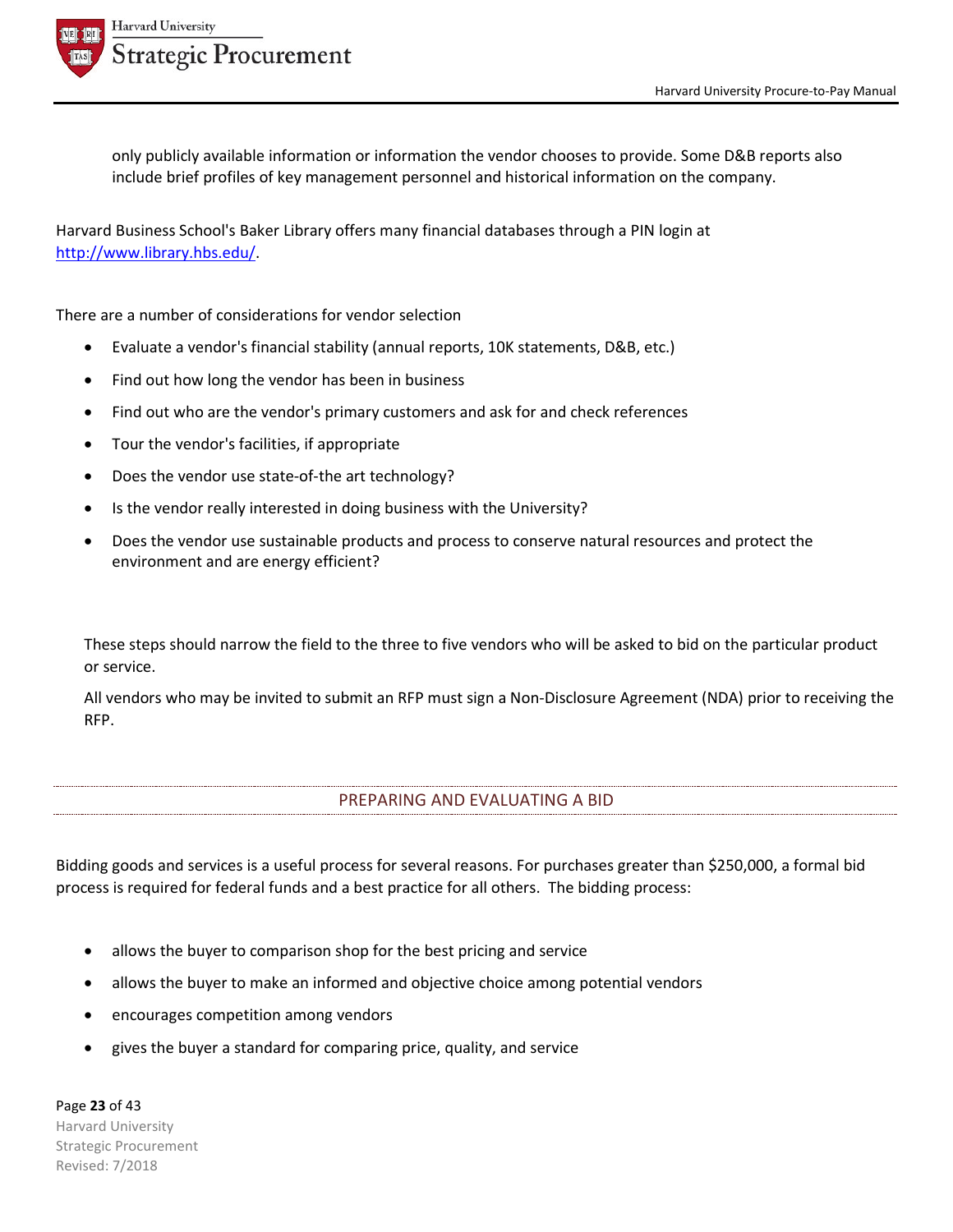only publicly available information or information the vendor chooses to provide. Some D&B reports also include brief profiles of key management personnel and historical information on the company.

Harvard Business School's Baker Library offers many financial databases through a PIN login at http://www.library.hbs.edu/.

There are a number of considerations for vendor selection

- Evaluate a vendor's financial stability (annual reports, 10K statements, D&B, etc.)
- Find out how long the vendor has been in business
- Find out who are the vendor's primary customers and ask for and check references
- Tour the vendor's facilities, if appropriate
- Does the vendor use state-of-the art technology?
- Is the vendor really interested in doing business with the University?
- Does the vendor use sustainable products and process to conserve natural resources and protect the environment and are energy efficient?

These steps should narrow the field to the three to five vendors who will be asked to bid on the particular product or service.

All vendors who may be invited to submit an RFP must sign a Non-Disclosure Agreement (NDA) prior to receiving the RFP.

## PREPARING AND EVALUATING A BID

Bidding goods and services is a useful process for several reasons. For purchases greater than $250,000, a formal bid process is required for federal funds and a best practice for all others. The bidding process:

- allows the buyer to comparison shop for the best pricing and service
- allows the buyer to make an informed and objective choice among potential vendors
- encourages competition among vendors
- gives the buyer a standard for comparing price, quality, and service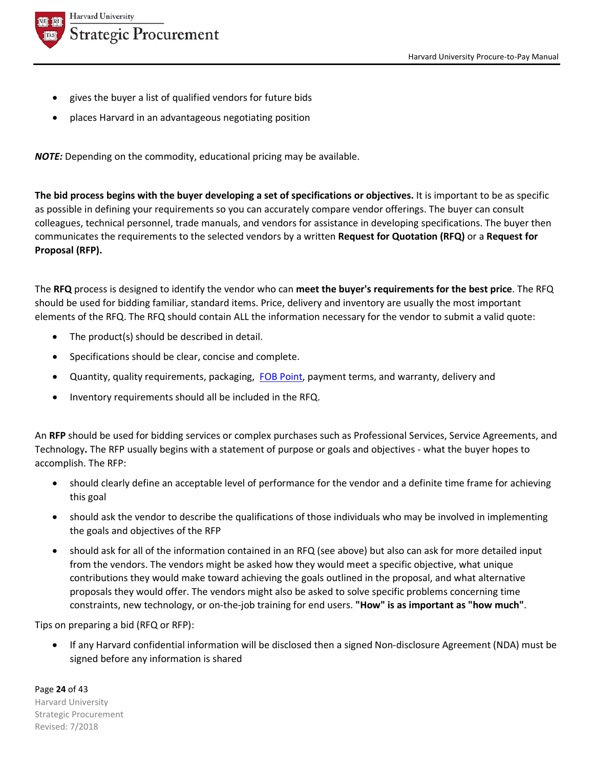- gives the buyer a list of qualified vendors for future bids
- places Harvard in an advantageous negotiating position

***NOTE:*** Depending on the commodity, educational pricing may be available.

**The bid process begins with the buyer developing a set of specifications or objectives.** It is important to be as specific as possible in defining your requirements so you can accurately compare vendor offerings. The buyer can consult colleagues, technical personnel, trade manuals, and vendors for assistance in developing specifications. The buyer then communicates the requirements to the selected vendors by a written **Request for Quotation (RFQ)** or a **Request for Proposal (RFP).**

The **RFQ** process is designed to identify the vendor who can **meet the buyer's requirements for the best price**. The RFQ should be used for bidding familiar, standard items. Price, delivery and inventory are usually the most important elements of the RFQ. The RFQ should contain ALL the information necessary for the vendor to submit a valid quote:

- The product(s) should be described in detail.
- Specifications should be clear, concise and complete.
- Quantity, quality requirements, packaging, FOB Point, payment terms, and warranty, delivery and
- Inventory requirements should all be included in the RFQ.

An **RFP** should be used for bidding services or complex purchases such as Professional Services, Service Agreements, and Technology**.** The RFP usually begins with a statement of purpose or goals and objectives - what the buyer hopes to accomplish. The RFP:

- should clearly define an acceptable level of performance for the vendor and a definite time frame for achieving this goal
- should ask the vendor to describe the qualifications of those individuals who may be involved in implementing the goals and objectives of the RFP
- should ask for all of the information contained in an RFQ (see above) but also can ask for more detailed input from the vendors. The vendors might be asked how they would meet a specific objective, what unique contributions they would make toward achieving the goals outlined in the proposal, and what alternative proposals they would offer. The vendors might also be asked to solve specific problems concerning time constraints, new technology, or on-the-job training for end users. **"How" is as important as "how much"**.

Tips on preparing a bid (RFQ or RFP):

- If any Harvard confidential information will be disclosed then a signed Non-disclosure Agreement (NDA) must be signed before any information is shared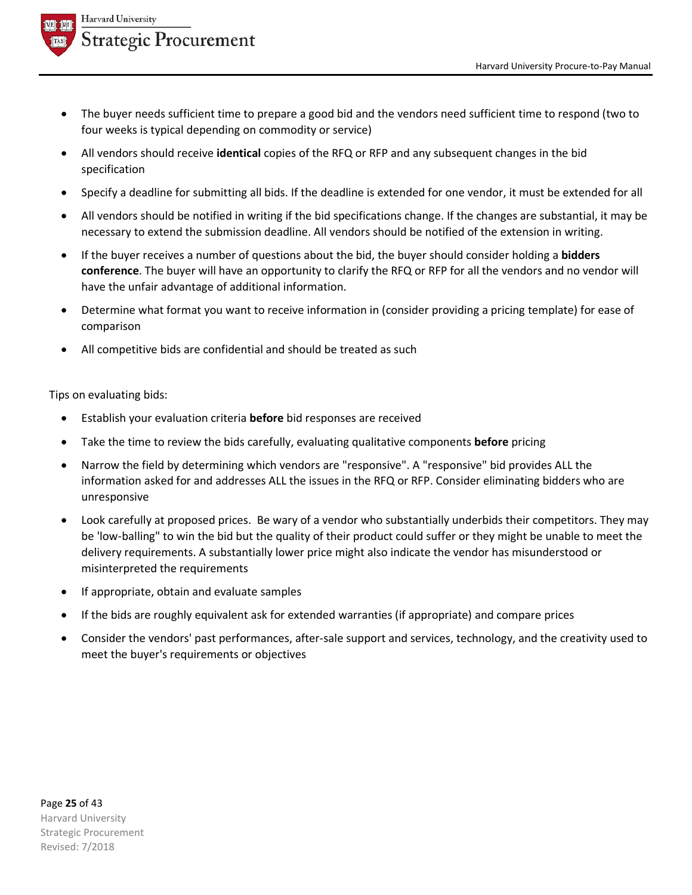- The buyer needs sufficient time to prepare a good bid and the vendors need sufficient time to respond (two to four weeks is typical depending on commodity or service)
- All vendors should receive **identical** copies of the RFQ or RFP and any subsequent changes in the bid specification
- Specify a deadline for submitting all bids. If the deadline is extended for one vendor, it must be extended for all
- All vendors should be notified in writing if the bid specifications change. If the changes are substantial, it may be necessary to extend the submission deadline. All vendors should be notified of the extension in writing.
- If the buyer receives a number of questions about the bid, the buyer should consider holding a **bidders conference**. The buyer will have an opportunity to clarify the RFQ or RFP for all the vendors and no vendor will have the unfair advantage of additional information.
- Determine what format you want to receive information in (consider providing a pricing template) for ease of comparison
- All competitive bids are confidential and should be treated as such

Tips on evaluating bids:

- Establish your evaluation criteria **before** bid responses are received
- Take the time to review the bids carefully, evaluating qualitative components **before** pricing
- Narrow the field by determining which vendors are "responsive". A "responsive" bid provides ALL the information asked for and addresses ALL the issues in the RFQ or RFP. Consider eliminating bidders who are unresponsive
- Look carefully at proposed prices. Be wary of a vendor who substantially underbids their competitors. They may be 'low-balling" to win the bid but the quality of their product could suffer or they might be unable to meet the delivery requirements. A substantially lower price might also indicate the vendor has misunderstood or misinterpreted the requirements
- If appropriate, obtain and evaluate samples
- If the bids are roughly equivalent ask for extended warranties (if appropriate) and compare prices
- Consider the vendors' past performances, after-sale support and services, technology, and the creativity used to meet the buyer's requirements or objectives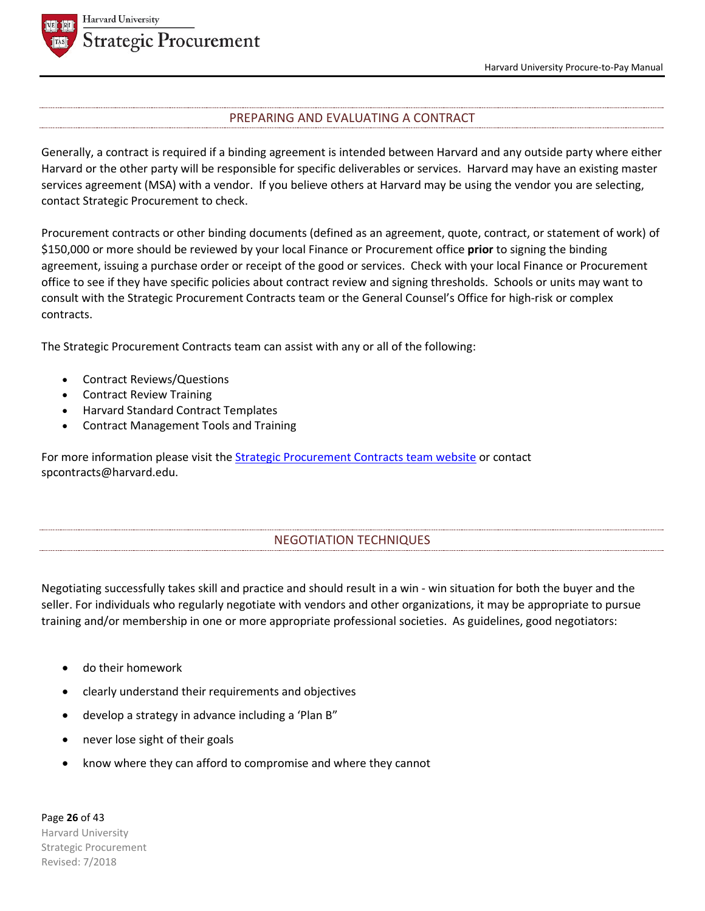## PREPARING AND EVALUATING A CONTRACT

Generally, a contract is required if a binding agreement is intended between Harvard and any outside party where either Harvard or the other party will be responsible for specific deliverables or services. Harvard may have an existing master services agreement (MSA) with a vendor. If you believe others at Harvard may be using the vendor you are selecting, contact Strategic Procurement to check.

Procurement contracts or other binding documents (defined as an agreement, quote, contract, or statement of work) of $150,000 or more should be reviewed by your local Finance or Procurement office **prior** to signing the binding agreement, issuing a purchase order or receipt of the good or services. Check with your local Finance or Procurement office to see if they have specific policies about contract review and signing thresholds. Schools or units may want to consult with the Strategic Procurement Contracts team or the General Counsel's Office for high-risk or complex contracts.

The Strategic Procurement Contracts team can assist with any or all of the following:

- Contract Reviews/Questions
- Contract Review Training
- Harvard Standard Contract Templates
- Contract Management Tools and Training

For more information please visit the Strategic Procurement Contracts team website or contact spcontracts@harvard.edu.

## NEGOTIATION TECHNIQUES

Negotiating successfully takes skill and practice and should result in a win - win situation for both the buyer and the seller. For individuals who regularly negotiate with vendors and other organizations, it may be appropriate to pursue training and/or membership in one or more appropriate professional societies. As guidelines, good negotiators:

- do their homework
- clearly understand their requirements and objectives
- develop a strategy in advance including a 'Plan B"
- never lose sight of their goals
- know where they can afford to compromise and where they cannot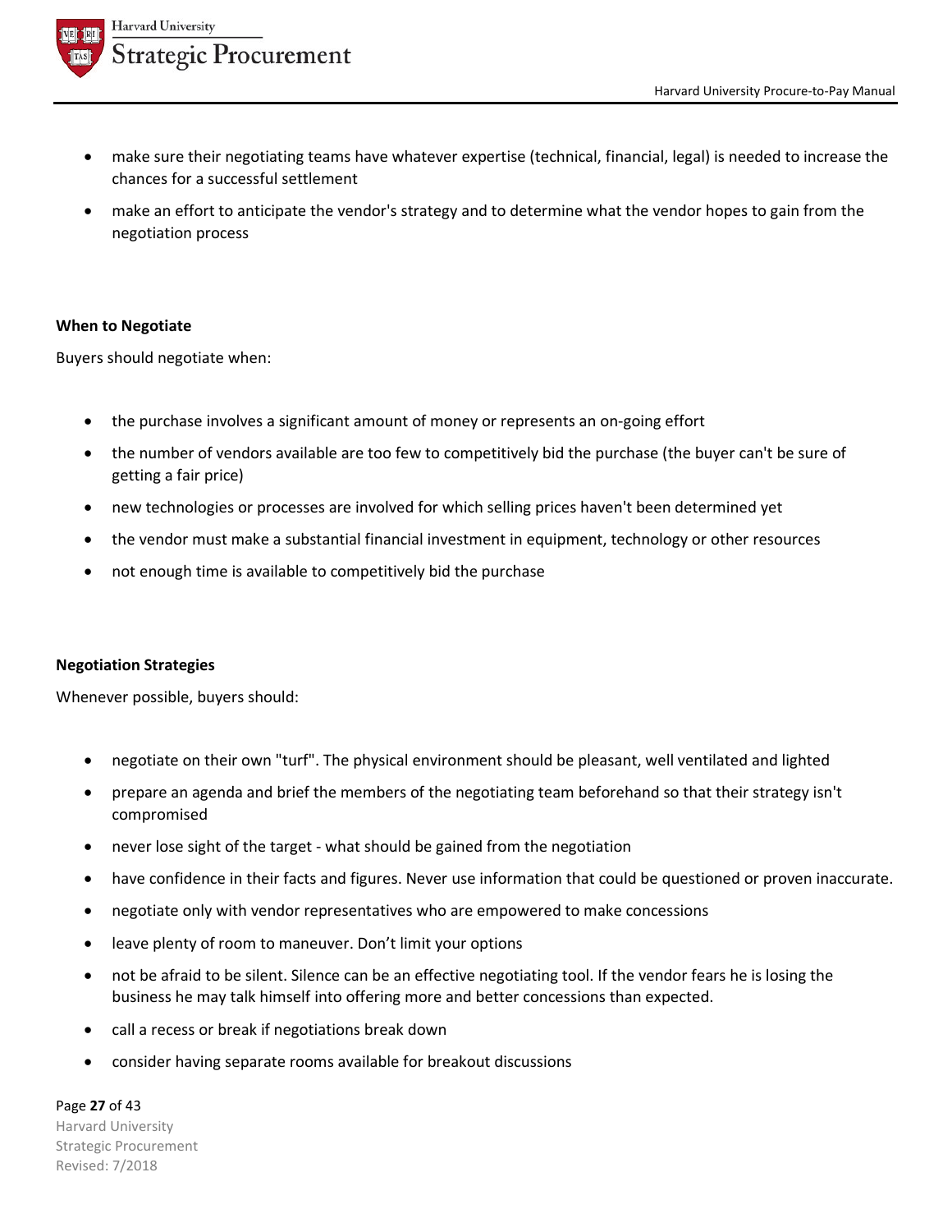- make sure their negotiating teams have whatever expertise (technical, financial, legal) is needed to increase the chances for a successful settlement
- make an effort to anticipate the vendor's strategy and to determine what the vendor hopes to gain from the negotiation process

**When to Negotiate**

Buyers should negotiate when:

- the purchase involves a significant amount of money or represents an on-going effort
- the number of vendors available are too few to competitively bid the purchase (the buyer can't be sure of getting a fair price)
- new technologies or processes are involved for which selling prices haven't been determined yet
- the vendor must make a substantial financial investment in equipment, technology or other resources
- not enough time is available to competitively bid the purchase

**Negotiation Strategies**

Whenever possible, buyers should:

- negotiate on their own "turf". The physical environment should be pleasant, well ventilated and lighted
- prepare an agenda and brief the members of the negotiating team beforehand so that their strategy isn't compromised
- never lose sight of the target - what should be gained from the negotiation
- have confidence in their facts and figures. Never use information that could be questioned or proven inaccurate.
- negotiate only with vendor representatives who are empowered to make concessions
- leave plenty of room to maneuver. Don't limit your options
- not be afraid to be silent. Silence can be an effective negotiating tool. If the vendor fears he is losing the business he may talk himself into offering more and better concessions than expected.
- call a recess or break if negotiations break down
- consider having separate rooms available for breakout discussions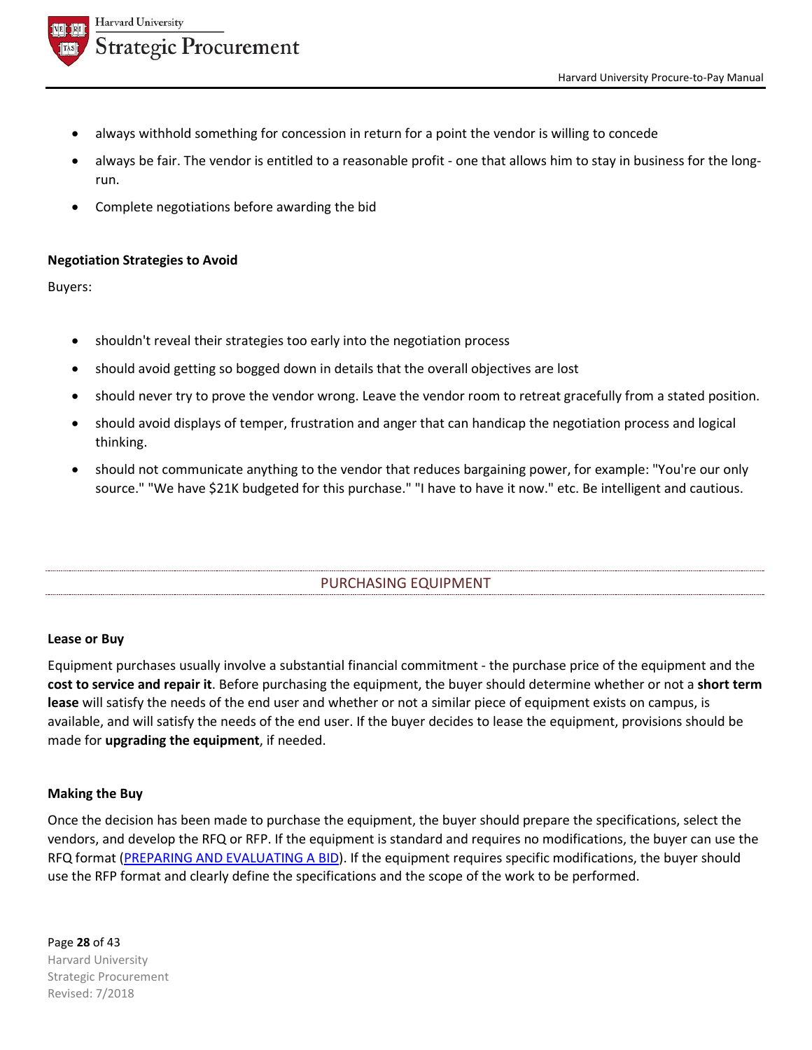- always withhold something for concession in return for a point the vendor is willing to concede
- always be fair. The vendor is entitled to a reasonable profit - one that allows him to stay in business for the long-run.
- Complete negotiations before awarding the bid

**Negotiation Strategies to Avoid**

Buyers:

- shouldn't reveal their strategies too early into the negotiation process
- should avoid getting so bogged down in details that the overall objectives are lost
- should never try to prove the vendor wrong. Leave the vendor room to retreat gracefully from a stated position.
- should avoid displays of temper, frustration and anger that can handicap the negotiation process and logical thinking.
- should not communicate anything to the vendor that reduces bargaining power, for example: "You're our only source." "We have $21K budgeted for this purchase." "I have to have it now." etc. Be intelligent and cautious.

## PURCHASING EQUIPMENT

**Lease or Buy**

Equipment purchases usually involve a substantial financial commitment - the purchase price of the equipment and the **cost to service and repair it**. Before purchasing the equipment, the buyer should determine whether or not a **short term lease** will satisfy the needs of the end user and whether or not a similar piece of equipment exists on campus, is available, and will satisfy the needs of the end user. If the buyer decides to lease the equipment, provisions should be made for **upgrading the equipment**, if needed.

**Making the Buy**

Once the decision has been made to purchase the equipment, the buyer should prepare the specifications, select the vendors, and develop the RFQ or RFP. If the equipment is standard and requires no modifications, the buyer can use the RFQ format (PREPARING AND EVALUATING A BID). If the equipment requires specific modifications, the buyer should use the RFP format and clearly define the specifications and the scope of the work to be performed.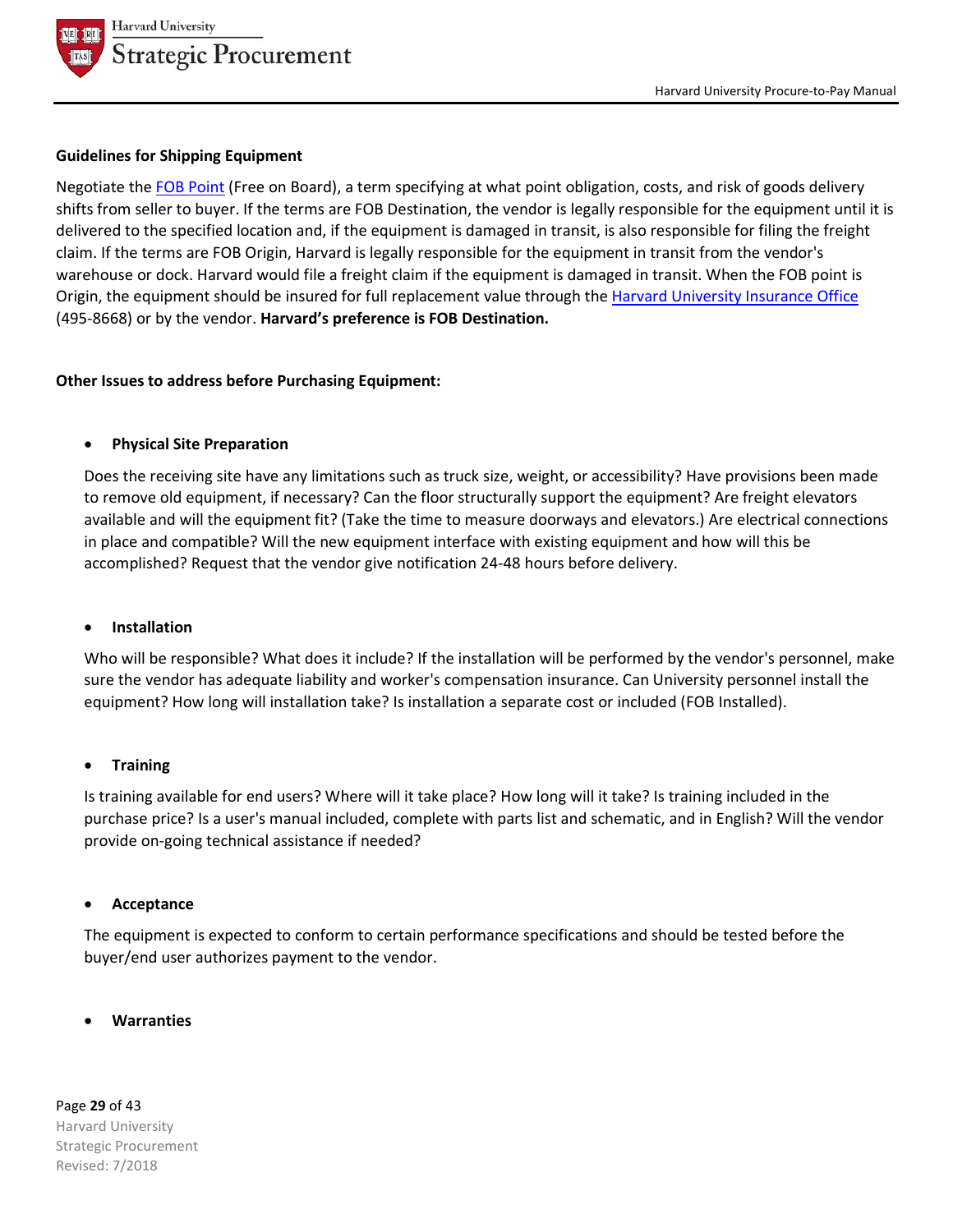**Guidelines for Shipping Equipment**

Negotiate the [FOB Point](#) (Free on Board), a term specifying at what point obligation, costs, and risk of goods delivery shifts from seller to buyer. If the terms are FOB Destination, the vendor is legally responsible for the equipment until it is delivered to the specified location and, if the equipment is damaged in transit, is also responsible for filing the freight claim. If the terms are FOB Origin, Harvard is legally responsible for the equipment in transit from the vendor's warehouse or dock. Harvard would file a freight claim if the equipment is damaged in transit. When the FOB point is Origin, the equipment should be insured for full replacement value through the [Harvard University Insurance Office](#) (495-8668) or by the vendor. **Harvard's preference is FOB Destination.**

**Other Issues to address before Purchasing Equipment:**

- **Physical Site Preparation**

  Does the receiving site have any limitations such as truck size, weight, or accessibility? Have provisions been made to remove old equipment, if necessary? Can the floor structurally support the equipment? Are freight elevators available and will the equipment fit? (Take the time to measure doorways and elevators.) Are electrical connections in place and compatible? Will the new equipment interface with existing equipment and how will this be accomplished? Request that the vendor give notification 24-48 hours before delivery.

- **Installation**

  Who will be responsible? What does it include? If the installation will be performed by the vendor's personnel, make sure the vendor has adequate liability and worker's compensation insurance. Can University personnel install the equipment? How long will installation take? Is installation a separate cost or included (FOB Installed).

- **Training**

  Is training available for end users? Where will it take place? How long will it take? Is training included in the purchase price? Is a user's manual included, complete with parts list and schematic, and in English? Will the vendor provide on-going technical assistance if needed?

- **Acceptance**

  The equipment is expected to conform to certain performance specifications and should be tested before the buyer/end user authorizes payment to the vendor.

- **Warranties**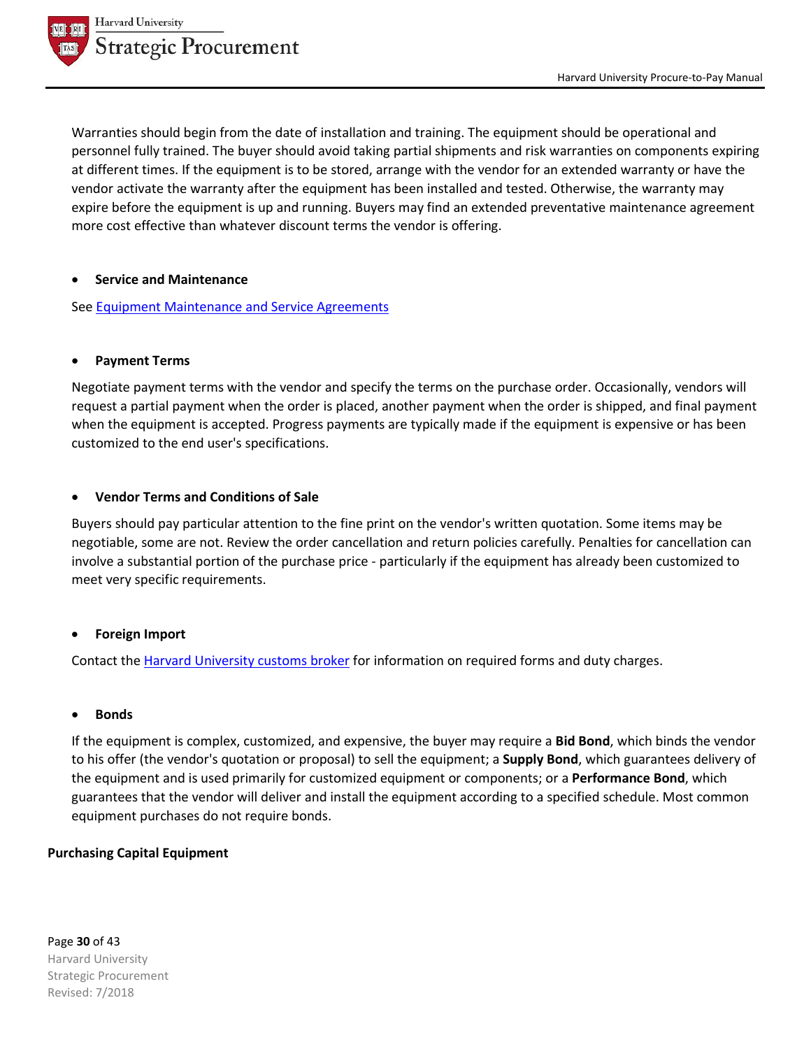Warranties should begin from the date of installation and training. The equipment should be operational and personnel fully trained. The buyer should avoid taking partial shipments and risk warranties on components expiring at different times. If the equipment is to be stored, arrange with the vendor for an extended warranty or have the vendor activate the warranty after the equipment has been installed and tested. Otherwise, the warranty may expire before the equipment is up and running. Buyers may find an extended preventative maintenance agreement more cost effective than whatever discount terms the vendor is offering.

- **Service and Maintenance**

See [Equipment Maintenance and Service Agreements]()

- **Payment Terms**

Negotiate payment terms with the vendor and specify the terms on the purchase order. Occasionally, vendors will request a partial payment when the order is placed, another payment when the order is shipped, and final payment when the equipment is accepted. Progress payments are typically made if the equipment is expensive or has been customized to the end user's specifications.

- **Vendor Terms and Conditions of Sale**

Buyers should pay particular attention to the fine print on the vendor's written quotation. Some items may be negotiable, some are not. Review the order cancellation and return policies carefully. Penalties for cancellation can involve a substantial portion of the purchase price - particularly if the equipment has already been customized to meet very specific requirements.

- **Foreign Import**

Contact the [Harvard University customs broker]() for information on required forms and duty charges.

- **Bonds**

If the equipment is complex, customized, and expensive, the buyer may require a **Bid Bond**, which binds the vendor to his offer (the vendor's quotation or proposal) to sell the equipment; a **Supply Bond**, which guarantees delivery of the equipment and is used primarily for customized equipment or components; or a **Performance Bond**, which guarantees that the vendor will deliver and install the equipment according to a specified schedule. Most common equipment purchases do not require bonds.

**Purchasing Capital Equipment**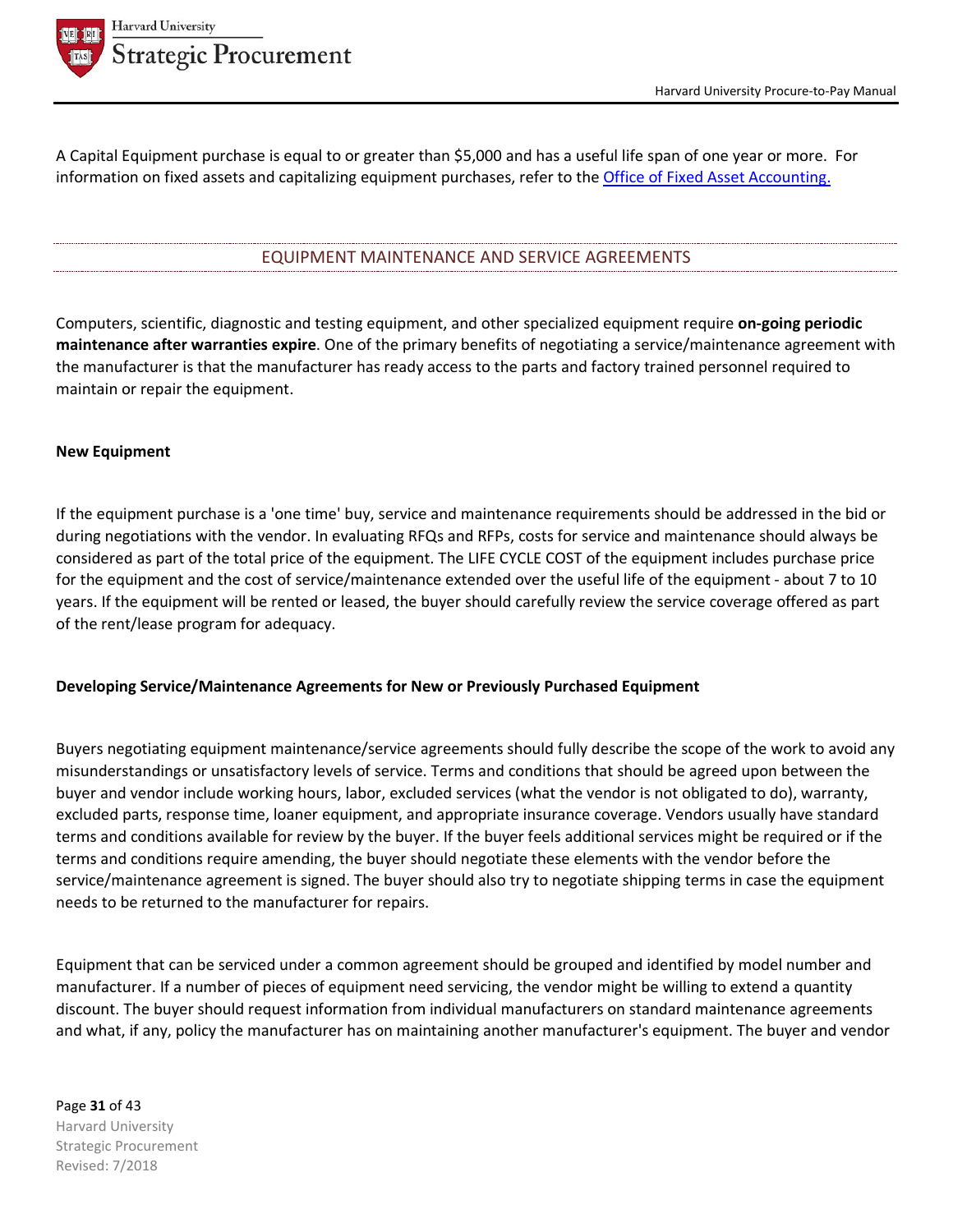A Capital Equipment purchase is equal to or greater than $5,000 and has a useful life span of one year or more. For information on fixed assets and capitalizing equipment purchases, refer to the [Office of Fixed Asset Accounting.]()

## EQUIPMENT MAINTENANCE AND SERVICE AGREEMENTS

Computers, scientific, diagnostic and testing equipment, and other specialized equipment require **on-going periodic maintenance after warranties expire**. One of the primary benefits of negotiating a service/maintenance agreement with the manufacturer is that the manufacturer has ready access to the parts and factory trained personnel required to maintain or repair the equipment.

**New Equipment**

If the equipment purchase is a 'one time' buy, service and maintenance requirements should be addressed in the bid or during negotiations with the vendor. In evaluating RFQs and RFPs, costs for service and maintenance should always be considered as part of the total price of the equipment. The LIFE CYCLE COST of the equipment includes purchase price for the equipment and the cost of service/maintenance extended over the useful life of the equipment - about 7 to 10 years. If the equipment will be rented or leased, the buyer should carefully review the service coverage offered as part of the rent/lease program for adequacy.

**Developing Service/Maintenance Agreements for New or Previously Purchased Equipment**

Buyers negotiating equipment maintenance/service agreements should fully describe the scope of the work to avoid any misunderstandings or unsatisfactory levels of service. Terms and conditions that should be agreed upon between the buyer and vendor include working hours, labor, excluded services (what the vendor is not obligated to do), warranty, excluded parts, response time, loaner equipment, and appropriate insurance coverage. Vendors usually have standard terms and conditions available for review by the buyer. If the buyer feels additional services might be required or if the terms and conditions require amending, the buyer should negotiate these elements with the vendor before the service/maintenance agreement is signed. The buyer should also try to negotiate shipping terms in case the equipment needs to be returned to the manufacturer for repairs.

Equipment that can be serviced under a common agreement should be grouped and identified by model number and manufacturer. If a number of pieces of equipment need servicing, the vendor might be willing to extend a quantity discount. The buyer should request information from individual manufacturers on standard maintenance agreements and what, if any, policy the manufacturer has on maintaining another manufacturer's equipment. The buyer and vendor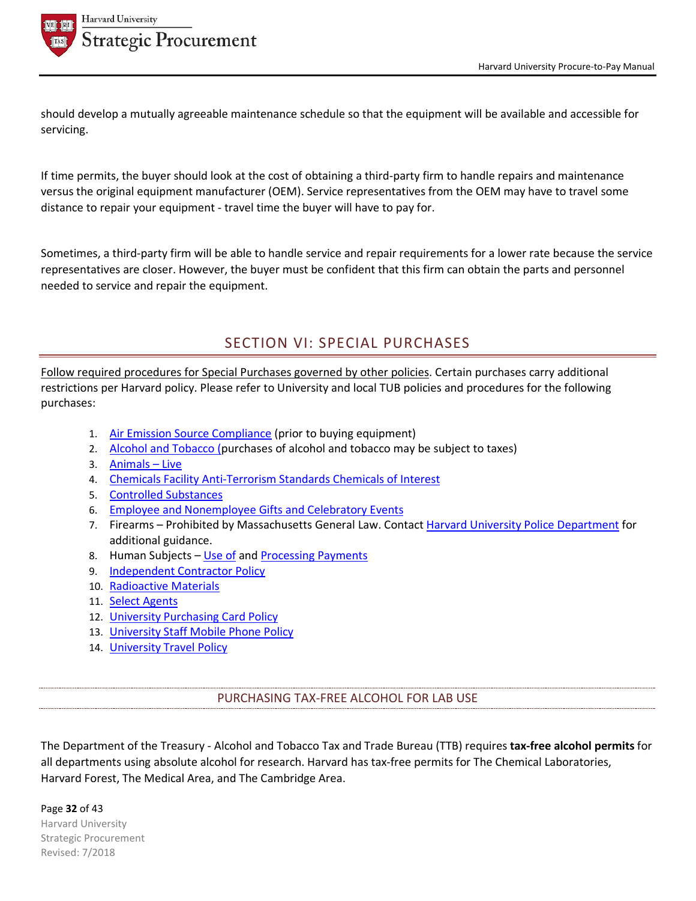should develop a mutually agreeable maintenance schedule so that the equipment will be available and accessible for servicing.

If time permits, the buyer should look at the cost of obtaining a third-party firm to handle repairs and maintenance versus the original equipment manufacturer (OEM). Service representatives from the OEM may have to travel some distance to repair your equipment - travel time the buyer will have to pay for.

Sometimes, a third-party firm will be able to handle service and repair requirements for a lower rate because the service representatives are closer. However, the buyer must be confident that this firm can obtain the parts and personnel needed to service and repair the equipment.

## SECTION VI: SPECIAL PURCHASES

Follow required procedures for Special Purchases governed by other policies. Certain purchases carry additional restrictions per Harvard policy. Please refer to University and local TUB policies and procedures for the following purchases:

1. Air Emission Source Compliance (prior to buying equipment)
2. Alcohol and Tobacco (purchases of alcohol and tobacco may be subject to taxes)
3. Animals – Live
4. Chemicals Facility Anti-Terrorism Standards Chemicals of Interest
5. Controlled Substances
6. Employee and Nonemployee Gifts and Celebratory Events
7. Firearms – Prohibited by Massachusetts General Law. Contact Harvard University Police Department for additional guidance.
8. Human Subjects – Use of and Processing Payments
9. Independent Contractor Policy
10. Radioactive Materials
11. Select Agents
12. University Purchasing Card Policy
13. University Staff Mobile Phone Policy
14. University Travel Policy

### PURCHASING TAX-FREE ALCOHOL FOR LAB USE

The Department of the Treasury - Alcohol and Tobacco Tax and Trade Bureau (TTB) requires **tax-free alcohol permits** for all departments using absolute alcohol for research. Harvard has tax-free permits for The Chemical Laboratories, Harvard Forest, The Medical Area, and The Cambridge Area.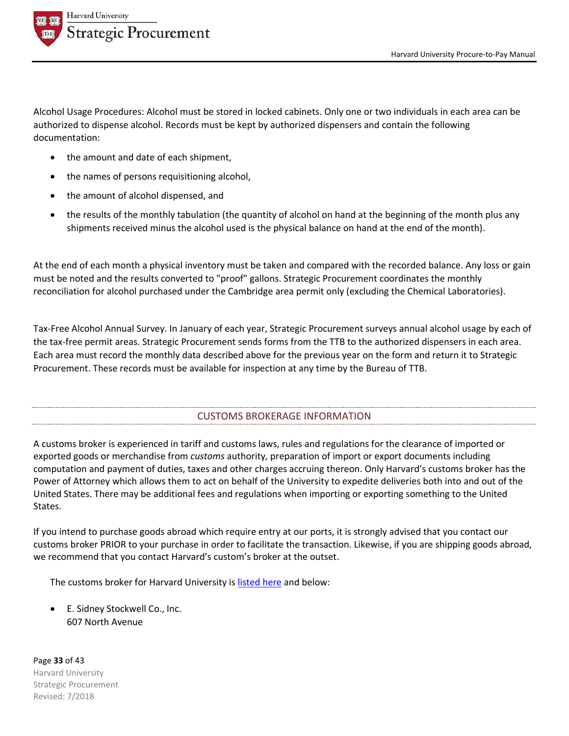Alcohol Usage Procedures: Alcohol must be stored in locked cabinets. Only one or two individuals in each area can be authorized to dispense alcohol. Records must be kept by authorized dispensers and contain the following documentation:

- the amount and date of each shipment,
- the names of persons requisitioning alcohol,
- the amount of alcohol dispensed, and
- the results of the monthly tabulation (the quantity of alcohol on hand at the beginning of the month plus any shipments received minus the alcohol used is the physical balance on hand at the end of the month).

At the end of each month a physical inventory must be taken and compared with the recorded balance. Any loss or gain must be noted and the results converted to "proof" gallons. Strategic Procurement coordinates the monthly reconciliation for alcohol purchased under the Cambridge area permit only (excluding the Chemical Laboratories).

Tax-Free Alcohol Annual Survey. In January of each year, Strategic Procurement surveys annual alcohol usage by each of the tax-free permit areas. Strategic Procurement sends forms from the TTB to the authorized dispensers in each area. Each area must record the monthly data described above for the previous year on the form and return it to Strategic Procurement. These records must be available for inspection at any time by the Bureau of TTB.

## CUSTOMS BROKERAGE INFORMATION

A customs broker is experienced in tariff and customs laws, rules and regulations for the clearance of imported or exported goods or merchandise from *customs* authority, preparation of import or export documents including computation and payment of duties, taxes and other charges accruing thereon. Only Harvard's customs broker has the Power of Attorney which allows them to act on behalf of the University to expedite deliveries both into and out of the United States. There may be additional fees and regulations when importing or exporting something to the United States.

If you intend to purchase goods abroad which require entry at our ports, it is strongly advised that you contact our customs broker PRIOR to your purchase in order to facilitate the transaction. Likewise, if you are shipping goods abroad, we recommend that you contact Harvard's custom's broker at the outset.

The customs broker for Harvard University is listed here and below:

- E. Sidney Stockwell Co., Inc.
  607 North Avenue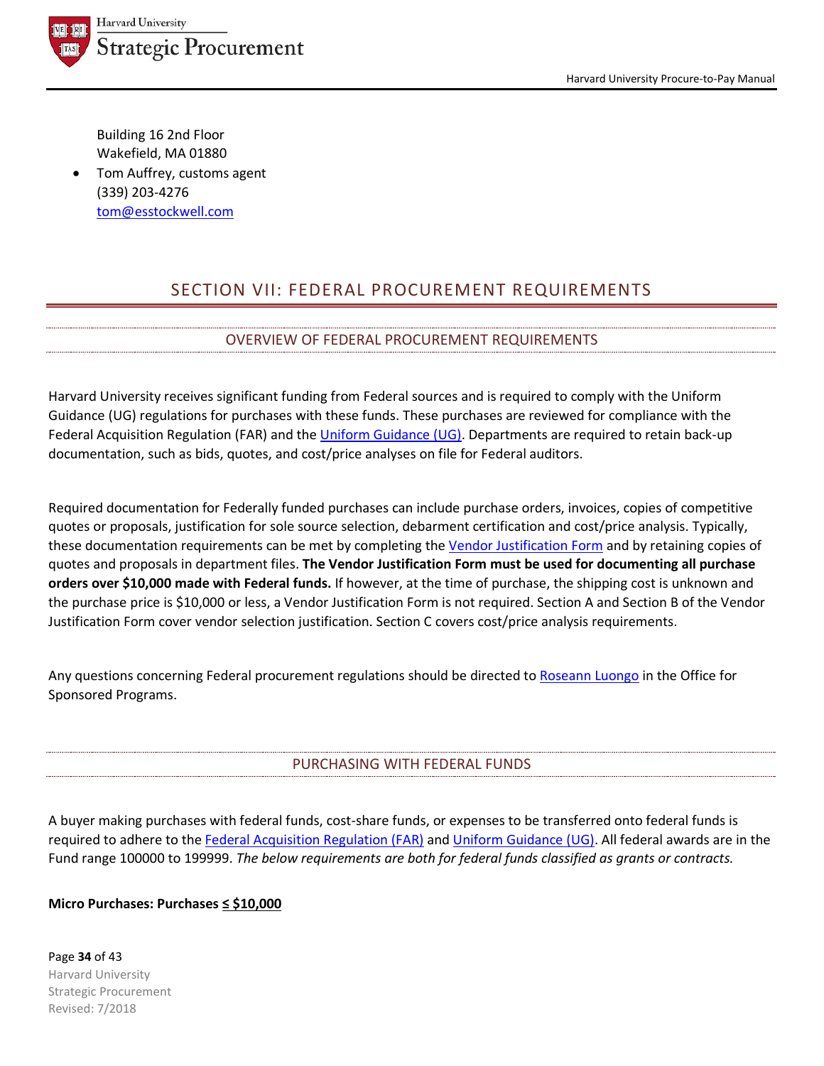Building 16 2nd Floor
Wakefield, MA 01880

- Tom Auffrey, customs agent
(339) 203-4276
tom@esstockwell.com

# SECTION VII: FEDERAL PROCUREMENT REQUIREMENTS

## OVERVIEW OF FEDERAL PROCUREMENT REQUIREMENTS

Harvard University receives significant funding from Federal sources and is required to comply with the Uniform Guidance (UG) regulations for purchases with these funds. These purchases are reviewed for compliance with the Federal Acquisition Regulation (FAR) and the Uniform Guidance (UG). Departments are required to retain back-up documentation, such as bids, quotes, and cost/price analyses on file for Federal auditors.

Required documentation for Federally funded purchases can include purchase orders, invoices, copies of competitive quotes or proposals, justification for sole source selection, debarment certification and cost/price analysis. Typically, these documentation requirements can be met by completing the Vendor Justification Form and by retaining copies of quotes and proposals in department files. **The Vendor Justification Form must be used for documenting all purchase orders over $10,000 made with Federal funds.** If however, at the time of purchase, the shipping cost is unknown and the purchase price is $10,000 or less, a Vendor Justification Form is not required. Section A and Section B of the Vendor Justification Form cover vendor selection justification. Section C covers cost/price analysis requirements.

Any questions concerning Federal procurement regulations should be directed to Roseann Luongo in the Office for Sponsored Programs.

## PURCHASING WITH FEDERAL FUNDS

A buyer making purchases with federal funds, cost-share funds, or expenses to be transferred onto federal funds is required to adhere to the Federal Acquisition Regulation (FAR) and Uniform Guidance (UG). All federal awards are in the Fund range 100000 to 199999. *The below requirements are both for federal funds classified as grants or contracts.*

**Micro Purchases: Purchases ≤ $10,000**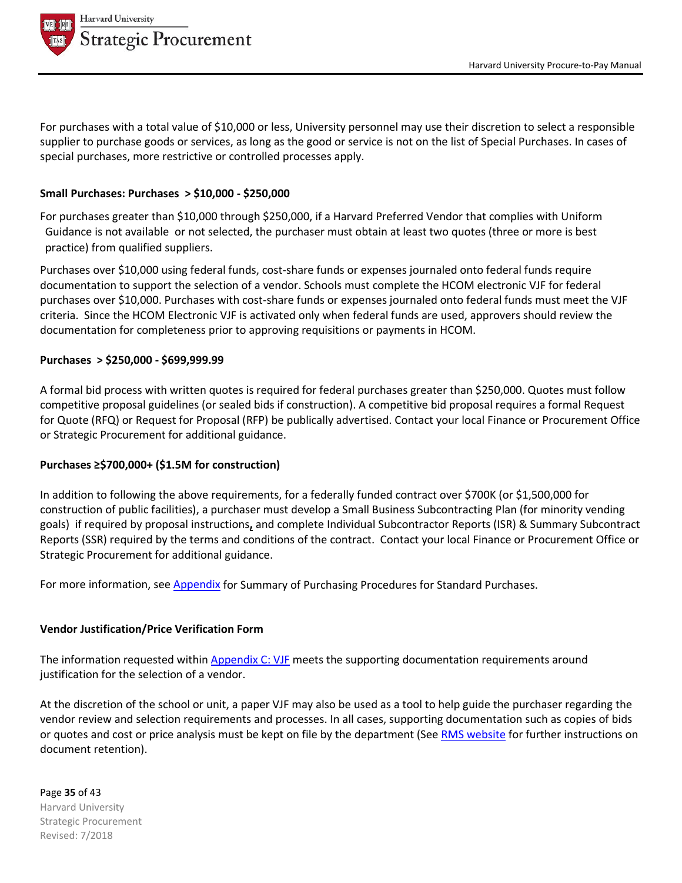For purchases with a total value of $10,000 or less, University personnel may use their discretion to select a responsible supplier to purchase goods or services, as long as the good or service is not on the list of Special Purchases. In cases of special purchases, more restrictive or controlled processes apply.

**Small Purchases: Purchases > $10,000 - $250,000**

For purchases greater than $10,000 through $250,000, if a Harvard Preferred Vendor that complies with Uniform Guidance is not available or not selected, the purchaser must obtain at least two quotes (three or more is best practice) from qualified suppliers.

Purchases over $10,000 using federal funds, cost-share funds or expenses journaled onto federal funds require documentation to support the selection of a vendor. Schools must complete the HCOM electronic VJF for federal purchases over $10,000. Purchases with cost-share funds or expenses journaled onto federal funds must meet the VJF criteria. Since the HCOM Electronic VJF is activated only when federal funds are used, approvers should review the documentation for completeness prior to approving requisitions or payments in HCOM.

**Purchases > $250,000 - $699,999.99**

A formal bid process with written quotes is required for federal purchases greater than $250,000. Quotes must follow competitive proposal guidelines (or sealed bids if construction). A competitive bid proposal requires a formal Request for Quote (RFQ) or Request for Proposal (RFP) be publically advertised. Contact your local Finance or Procurement Office or Strategic Procurement for additional guidance.

**Purchases ≥$700,000+ ($1.5M for construction)**

In addition to following the above requirements, for a federally funded contract over $700K (or $1,500,000 for construction of public facilities), a purchaser must develop a Small Business Subcontracting Plan (for minority vending goals) if required by proposal instructions, and complete Individual Subcontractor Reports (ISR) & Summary Subcontract Reports (SSR) required by the terms and conditions of the contract. Contact your local Finance or Procurement Office or Strategic Procurement for additional guidance.

For more information, see Appendix for Summary of Purchasing Procedures for Standard Purchases.

**Vendor Justification/Price Verification Form**

The information requested within Appendix C: VJF meets the supporting documentation requirements around justification for the selection of a vendor.

At the discretion of the school or unit, a paper VJF may also be used as a tool to help guide the purchaser regarding the vendor review and selection requirements and processes. In all cases, supporting documentation such as copies of bids or quotes and cost or price analysis must be kept on file by the department (See RMS website for further instructions on document retention).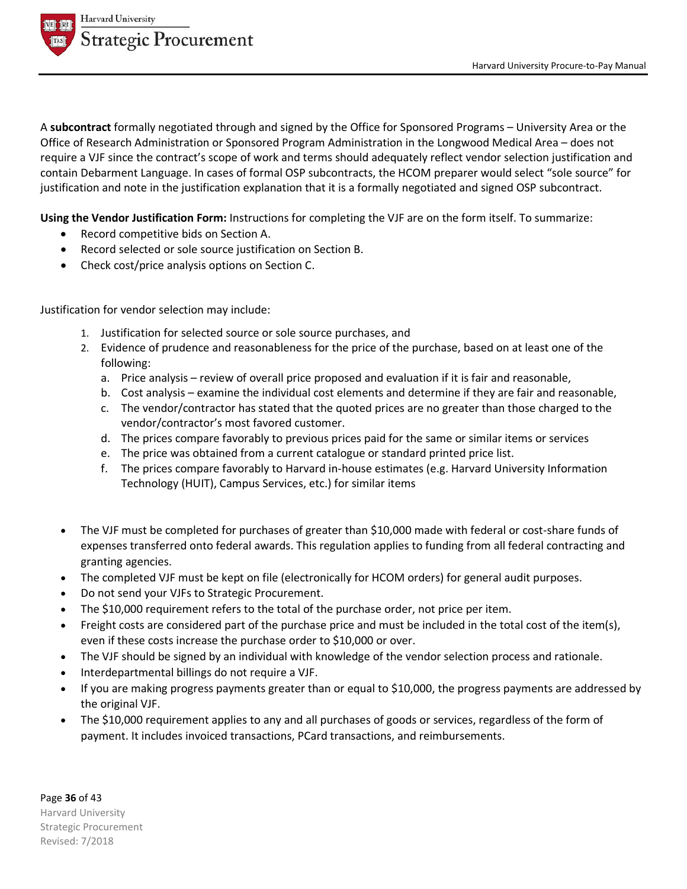A **subcontract** formally negotiated through and signed by the Office for Sponsored Programs – University Area or the Office of Research Administration or Sponsored Program Administration in the Longwood Medical Area – does not require a VJF since the contract's scope of work and terms should adequately reflect vendor selection justification and contain Debarment Language. In cases of formal OSP subcontracts, the HCOM preparer would select "sole source" for justification and note in the justification explanation that it is a formally negotiated and signed OSP subcontract.

**Using the Vendor Justification Form:** Instructions for completing the VJF are on the form itself. To summarize:

- Record competitive bids on Section A.
- Record selected or sole source justification on Section B.
- Check cost/price analysis options on Section C.

Justification for vendor selection may include:

1. Justification for selected source or sole source purchases, and
2. Evidence of prudence and reasonableness for the price of the purchase, based on at least one of the following:
   a. Price analysis – review of overall price proposed and evaluation if it is fair and reasonable,
   b. Cost analysis – examine the individual cost elements and determine if they are fair and reasonable,
   c. The vendor/contractor has stated that the quoted prices are no greater than those charged to the vendor/contractor's most favored customer.
   d. The prices compare favorably to previous prices paid for the same or similar items or services
   e. The price was obtained from a current catalogue or standard printed price list.
   f. The prices compare favorably to Harvard in-house estimates (e.g. Harvard University Information Technology (HUIT), Campus Services, etc.) for similar items

- The VJF must be completed for purchases of greater than $10,000 made with federal or cost-share funds of expenses transferred onto federal awards. This regulation applies to funding from all federal contracting and granting agencies.
- The completed VJF must be kept on file (electronically for HCOM orders) for general audit purposes.
- Do not send your VJFs to Strategic Procurement.
- The $10,000 requirement refers to the total of the purchase order, not price per item.
- Freight costs are considered part of the purchase price and must be included in the total cost of the item(s), even if these costs increase the purchase order to $10,000 or over.
- The VJF should be signed by an individual with knowledge of the vendor selection process and rationale.
- Interdepartmental billings do not require a VJF.
- If you are making progress payments greater than or equal to $10,000, the progress payments are addressed by the original VJF.
- The $10,000 requirement applies to any and all purchases of goods or services, regardless of the form of payment. It includes invoiced transactions, PCard transactions, and reimbursements.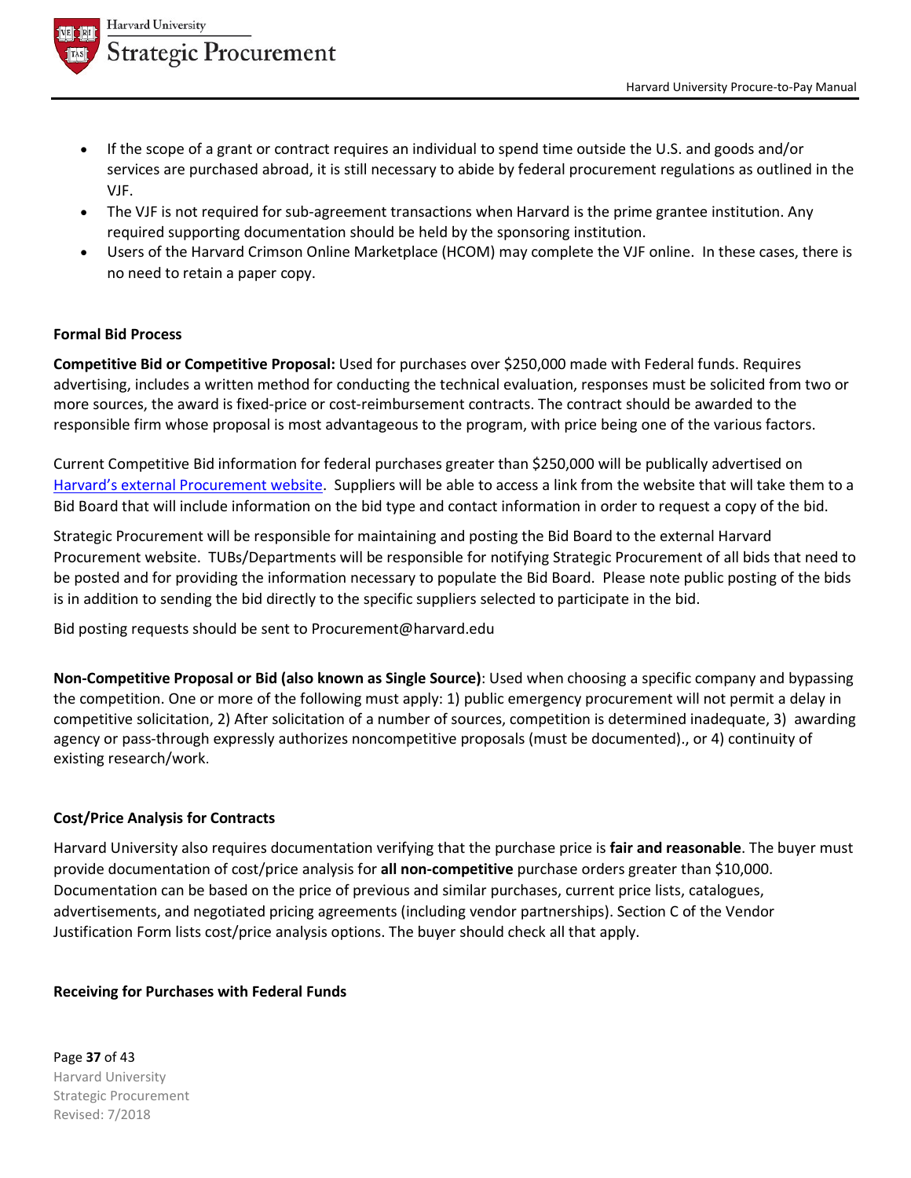- If the scope of a grant or contract requires an individual to spend time outside the U.S. and goods and/or services are purchased abroad, it is still necessary to abide by federal procurement regulations as outlined in the VJF.
- The VJF is not required for sub-agreement transactions when Harvard is the prime grantee institution. Any required supporting documentation should be held by the sponsoring institution.
- Users of the Harvard Crimson Online Marketplace (HCOM) may complete the VJF online. In these cases, there is no need to retain a paper copy.

**Formal Bid Process**

**Competitive Bid or Competitive Proposal:** Used for purchases over $250,000 made with Federal funds. Requires advertising, includes a written method for conducting the technical evaluation, responses must be solicited from two or more sources, the award is fixed-price or cost-reimbursement contracts. The contract should be awarded to the responsible firm whose proposal is most advantageous to the program, with price being one of the various factors.

Current Competitive Bid information for federal purchases greater than $250,000 will be publically advertised on Harvard's external Procurement website. Suppliers will be able to access a link from the website that will take them to a Bid Board that will include information on the bid type and contact information in order to request a copy of the bid.

Strategic Procurement will be responsible for maintaining and posting the Bid Board to the external Harvard Procurement website. TUBs/Departments will be responsible for notifying Strategic Procurement of all bids that need to be posted and for providing the information necessary to populate the Bid Board. Please note public posting of the bids is in addition to sending the bid directly to the specific suppliers selected to participate in the bid.

Bid posting requests should be sent to Procurement@harvard.edu

**Non-Competitive Proposal or Bid (also known as Single Source)**: Used when choosing a specific company and bypassing the competition. One or more of the following must apply: 1) public emergency procurement will not permit a delay in competitive solicitation, 2) After solicitation of a number of sources, competition is determined inadequate, 3) awarding agency or pass-through expressly authorizes noncompetitive proposals (must be documented)., or 4) continuity of existing research/work.

**Cost/Price Analysis for Contracts**

Harvard University also requires documentation verifying that the purchase price is **fair and reasonable**. The buyer must provide documentation of cost/price analysis for **all non-competitive** purchase orders greater than $10,000. Documentation can be based on the price of previous and similar purchases, current price lists, catalogues, advertisements, and negotiated pricing agreements (including vendor partnerships). Section C of the Vendor Justification Form lists cost/price analysis options. The buyer should check all that apply.

**Receiving for Purchases with Federal Funds**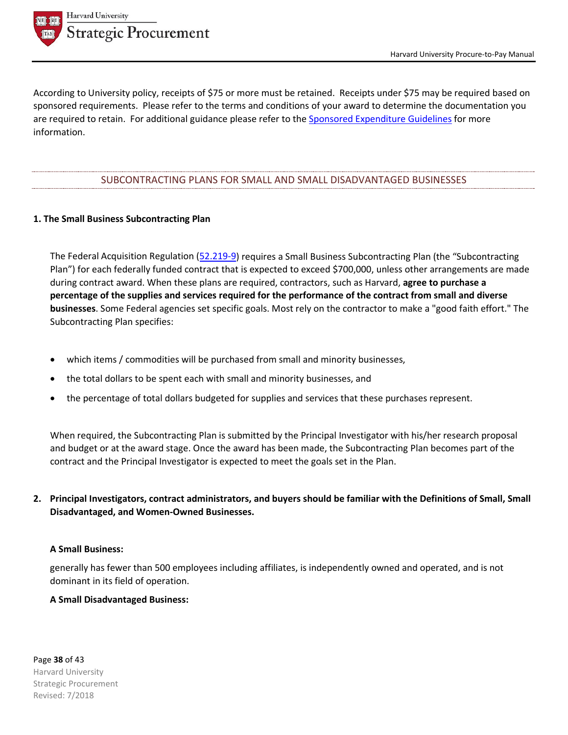According to University policy, receipts of $75 or more must be retained. Receipts under $75 may be required based on sponsored requirements. Please refer to the terms and conditions of your award to determine the documentation you are required to retain. For additional guidance please refer to the [Sponsored Expenditure Guidelines](#) for more information.

## SUBCONTRACTING PLANS FOR SMALL AND SMALL DISADVANTAGED BUSINESSES

### 1. The Small Business Subcontracting Plan

The Federal Acquisition Regulation ([52.219-9](#)) requires a Small Business Subcontracting Plan (the "Subcontracting Plan") for each federally funded contract that is expected to exceed $700,000, unless other arrangements are made during contract award. When these plans are required, contractors, such as Harvard, **agree to purchase a percentage of the supplies and services required for the performance of the contract from small and diverse businesses**. Some Federal agencies set specific goals. Most rely on the contractor to make a "good faith effort." The Subcontracting Plan specifies:

- which items / commodities will be purchased from small and minority businesses,
- the total dollars to be spent each with small and minority businesses, and
- the percentage of total dollars budgeted for supplies and services that these purchases represent.

When required, the Subcontracting Plan is submitted by the Principal Investigator with his/her research proposal and budget or at the award stage. Once the award has been made, the Subcontracting Plan becomes part of the contract and the Principal Investigator is expected to meet the goals set in the Plan.

### 2. Principal Investigators, contract administrators, and buyers should be familiar with the Definitions of Small, Small Disadvantaged, and Women-Owned Businesses.

**A Small Business:**

generally has fewer than 500 employees including affiliates, is independently owned and operated, and is not dominant in its field of operation.

**A Small Disadvantaged Business:**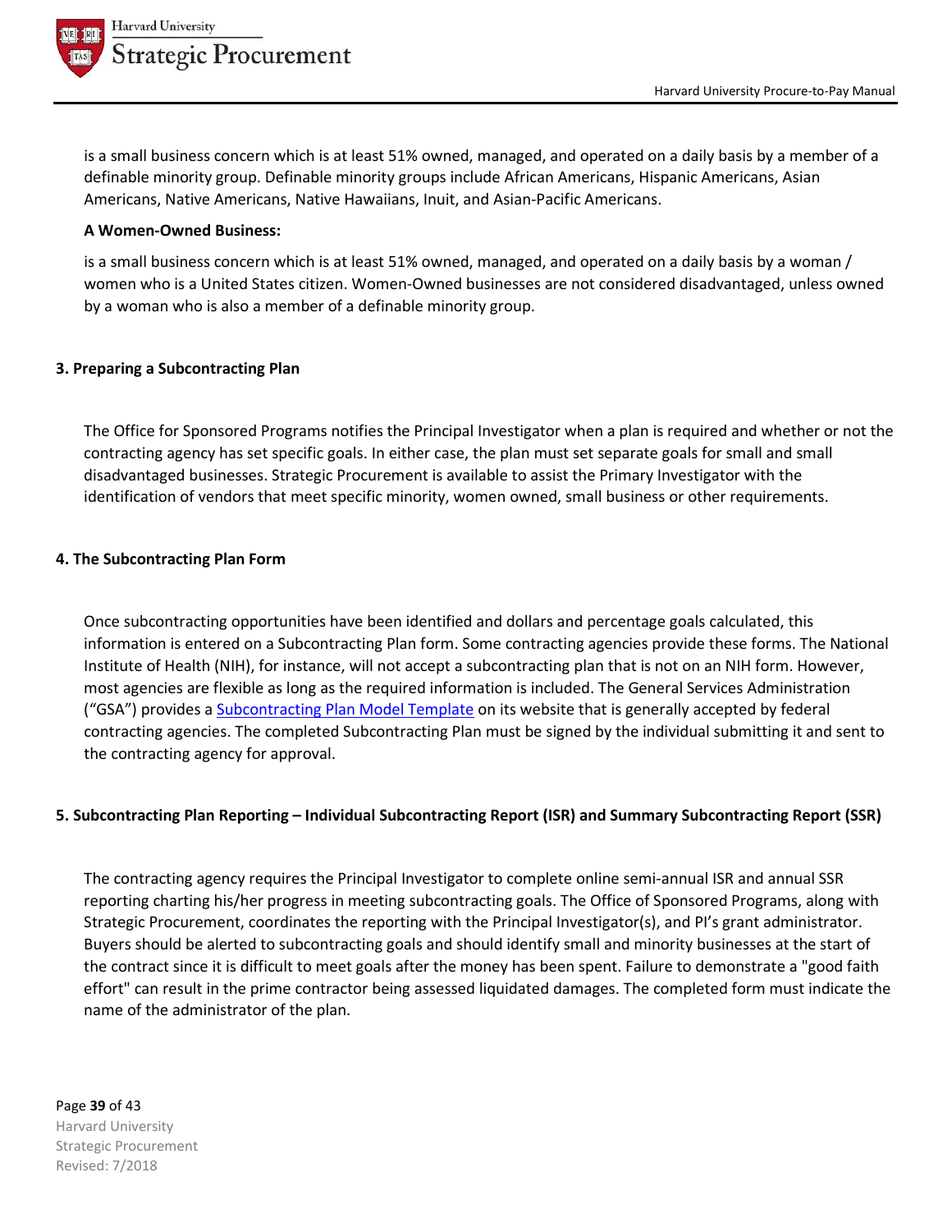is a small business concern which is at least 51% owned, managed, and operated on a daily basis by a member of a definable minority group. Definable minority groups include African Americans, Hispanic Americans, Asian Americans, Native Americans, Native Hawaiians, Inuit, and Asian-Pacific Americans.

**A Women-Owned Business:**

is a small business concern which is at least 51% owned, managed, and operated on a daily basis by a woman / women who is a United States citizen. Women-Owned businesses are not considered disadvantaged, unless owned by a woman who is also a member of a definable minority group.

### 3. Preparing a Subcontracting Plan

The Office for Sponsored Programs notifies the Principal Investigator when a plan is required and whether or not the contracting agency has set specific goals. In either case, the plan must set separate goals for small and small disadvantaged businesses. Strategic Procurement is available to assist the Primary Investigator with the identification of vendors that meet specific minority, women owned, small business or other requirements.

### 4. The Subcontracting Plan Form

Once subcontracting opportunities have been identified and dollars and percentage goals calculated, this information is entered on a Subcontracting Plan form. Some contracting agencies provide these forms. The National Institute of Health (NIH), for instance, will not accept a subcontracting plan that is not on an NIH form. However, most agencies are flexible as long as the required information is included. The General Services Administration ("GSA") provides a Subcontracting Plan Model Template on its website that is generally accepted by federal contracting agencies. The completed Subcontracting Plan must be signed by the individual submitting it and sent to the contracting agency for approval.

### 5. Subcontracting Plan Reporting – Individual Subcontracting Report (ISR) and Summary Subcontracting Report (SSR)

The contracting agency requires the Principal Investigator to complete online semi-annual ISR and annual SSR reporting charting his/her progress in meeting subcontracting goals. The Office of Sponsored Programs, along with Strategic Procurement, coordinates the reporting with the Principal Investigator(s), and PI's grant administrator. Buyers should be alerted to subcontracting goals and should identify small and minority businesses at the start of the contract since it is difficult to meet goals after the money has been spent. Failure to demonstrate a "good faith effort" can result in the prime contractor being assessed liquidated damages. The completed form must indicate the name of the administrator of the plan.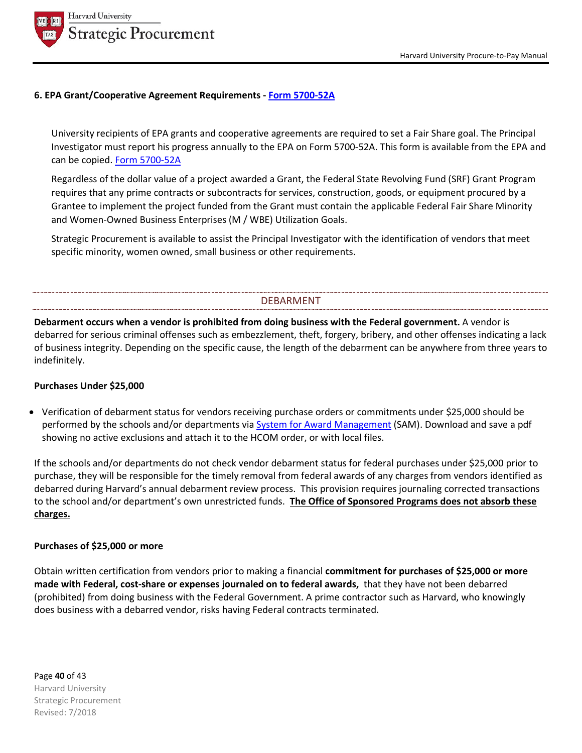**6. EPA Grant/Cooperative Agreement Requirements - Form 5700-52A**

University recipients of EPA grants and cooperative agreements are required to set a Fair Share goal. The Principal Investigator must report his progress annually to the EPA on Form 5700-52A. This form is available from the EPA and can be copied. Form 5700-52A

Regardless of the dollar value of a project awarded a Grant, the Federal State Revolving Fund (SRF) Grant Program requires that any prime contracts or subcontracts for services, construction, goods, or equipment procured by a Grantee to implement the project funded from the Grant must contain the applicable Federal Fair Share Minority and Women-Owned Business Enterprises (M / WBE) Utilization Goals.

Strategic Procurement is available to assist the Principal Investigator with the identification of vendors that meet specific minority, women owned, small business or other requirements.

## DEBARMENT

**Debarment occurs when a vendor is prohibited from doing business with the Federal government.** A vendor is debarred for serious criminal offenses such as embezzlement, theft, forgery, bribery, and other offenses indicating a lack of business integrity. Depending on the specific cause, the length of the debarment can be anywhere from three years to indefinitely.

**Purchases Under $25,000**

- Verification of debarment status for vendors receiving purchase orders or commitments under $25,000 should be performed by the schools and/or departments via System for Award Management (SAM). Download and save a pdf showing no active exclusions and attach it to the HCOM order, or with local files.

If the schools and/or departments do not check vendor debarment status for federal purchases under $25,000 prior to purchase, they will be responsible for the timely removal from federal awards of any charges from vendors identified as debarred during Harvard's annual debarment review process. This provision requires journaling corrected transactions to the school and/or department's own unrestricted funds. **The Office of Sponsored Programs does not absorb these charges.**

**Purchases of $25,000 or more**

Obtain written certification from vendors prior to making a financial **commitment for purchases of $25,000 or more made with Federal, cost-share or expenses journaled on to federal awards,** that they have not been debarred (prohibited) from doing business with the Federal Government. A prime contractor such as Harvard, who knowingly does business with a debarred vendor, risks having Federal contracts terminated.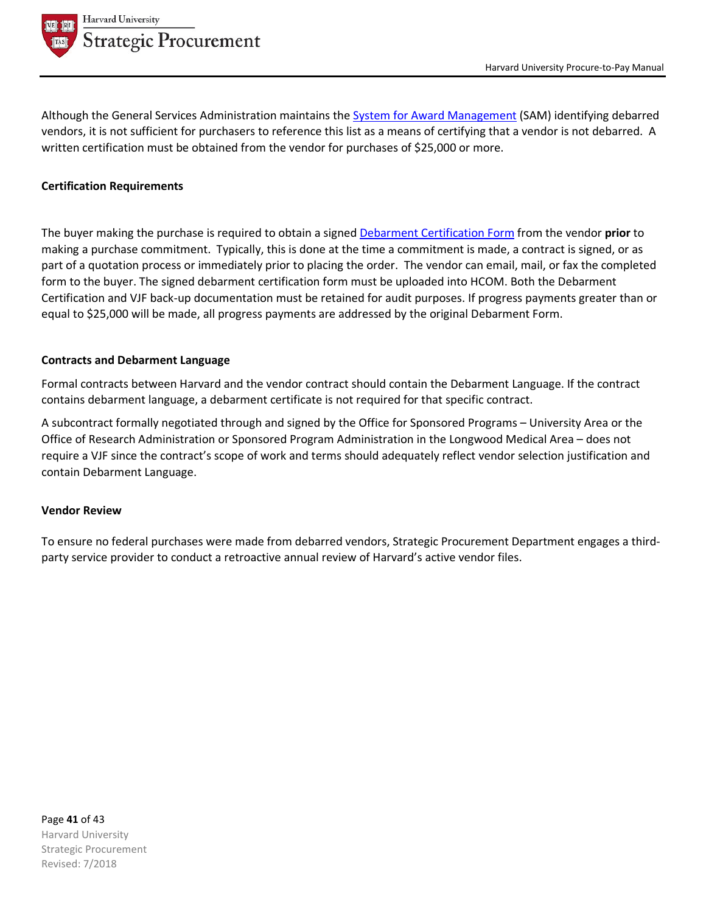Although the General Services Administration maintains the System for Award Management (SAM) identifying debarred vendors, it is not sufficient for purchasers to reference this list as a means of certifying that a vendor is not debarred. A written certification must be obtained from the vendor for purchases of $25,000 or more.

**Certification Requirements**

The buyer making the purchase is required to obtain a signed Debarment Certification Form from the vendor **prior** to making a purchase commitment. Typically, this is done at the time a commitment is made, a contract is signed, or as part of a quotation process or immediately prior to placing the order. The vendor can email, mail, or fax the completed form to the buyer. The signed debarment certification form must be uploaded into HCOM. Both the Debarment Certification and VJF back-up documentation must be retained for audit purposes. If progress payments greater than or equal to $25,000 will be made, all progress payments are addressed by the original Debarment Form.

**Contracts and Debarment Language**

Formal contracts between Harvard and the vendor contract should contain the Debarment Language. If the contract contains debarment language, a debarment certificate is not required for that specific contract.

A subcontract formally negotiated through and signed by the Office for Sponsored Programs – University Area or the Office of Research Administration or Sponsored Program Administration in the Longwood Medical Area – does not require a VJF since the contract's scope of work and terms should adequately reflect vendor selection justification and contain Debarment Language.

**Vendor Review**

To ensure no federal purchases were made from debarred vendors, Strategic Procurement Department engages a third-party service provider to conduct a retroactive annual review of Harvard's active vendor files.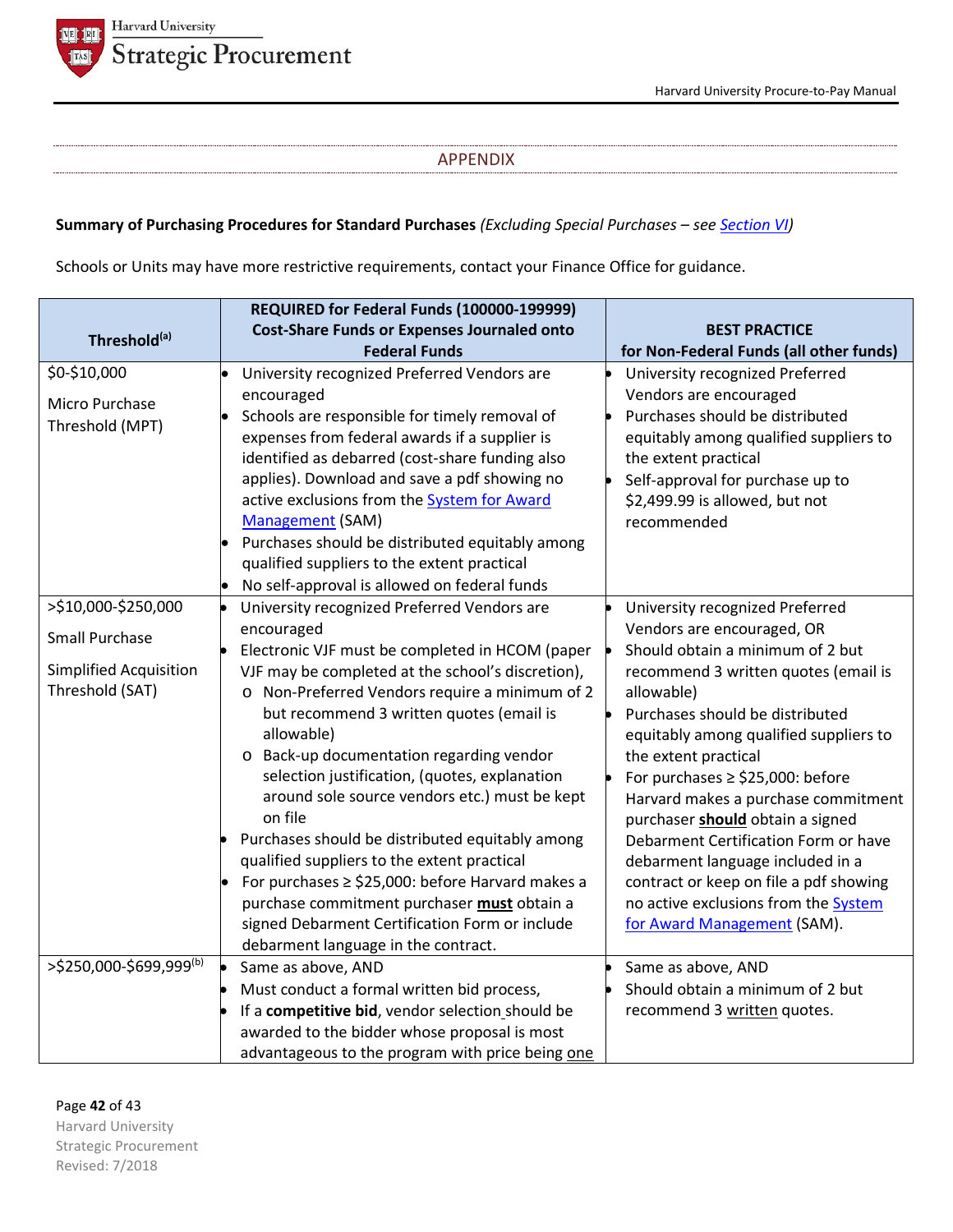## APPENDIX

**Summary of Purchasing Procedures for Standard Purchases** *(Excluding Special Purchases – see Section VI)*

Schools or Units may have more restrictive requirements, contact your Finance Office for guidance.

| Threshold[a] | REQUIRED for Federal Funds (100000-199999) Cost-Share Funds or Expenses Journaled onto Federal Funds | BEST PRACTICE for Non-Federal Funds (all other funds) |
|---|---|---|
| $0-$10,000<br><br>Micro Purchase Threshold (MPT) | • University recognized Preferred Vendors are encouraged<br>• Schools are responsible for timely removal of expenses from federal awards if a supplier is identified as debarred (cost-share funding also applies). Download and save a pdf showing no active exclusions from the System for Award Management (SAM)<br>• Purchases should be distributed equitably among qualified suppliers to the extent practical<br>• No self-approval is allowed on federal funds | • University recognized Preferred Vendors are encouraged<br>• Purchases should be distributed equitably among qualified suppliers to the extent practical<br>• Self-approval for purchase up to $2,499.99 is allowed, but not recommended |
| >$10,000-$250,000<br><br>Small Purchase<br><br>Simplified Acquisition Threshold (SAT) | • University recognized Preferred Vendors are encouraged<br>• Electronic VJF must be completed in HCOM (paper VJF may be completed at the school's discretion),<br>&nbsp;&nbsp;o Non-Preferred Vendors require a minimum of 2 but recommend 3 written quotes (email is allowable)<br>&nbsp;&nbsp;o Back-up documentation regarding vendor selection justification, (quotes, explanation around sole source vendors etc.) must be kept on file<br>• Purchases should be distributed equitably among qualified suppliers to the extent practical<br>• For purchases ≥ $25,000: before Harvard makes a purchase commitment purchaser **must** obtain a signed Debarment Certification Form or include debarment language in the contract. | • University recognized Preferred Vendors are encouraged, OR<br>• Should obtain a minimum of 2 but recommend 3 written quotes (email is allowable)<br>• Purchases should be distributed equitably among qualified suppliers to the extent practical<br>• For purchases ≥ $25,000: before Harvard makes a purchase commitment purchaser **should** obtain a signed Debarment Certification Form or have debarment language included in a contract or keep on file a pdf showing no active exclusions from the System for Award Management (SAM). |
| >$250,000-$699,999[b] | • Same as above, AND<br>• Must conduct a formal written bid process,<br>• If a **competitive bid**, vendor selection should be awarded to the bidder whose proposal is most advantageous to the program with price being one | • Same as above, AND<br>• Should obtain a minimum of 2 but recommend 3 written quotes. |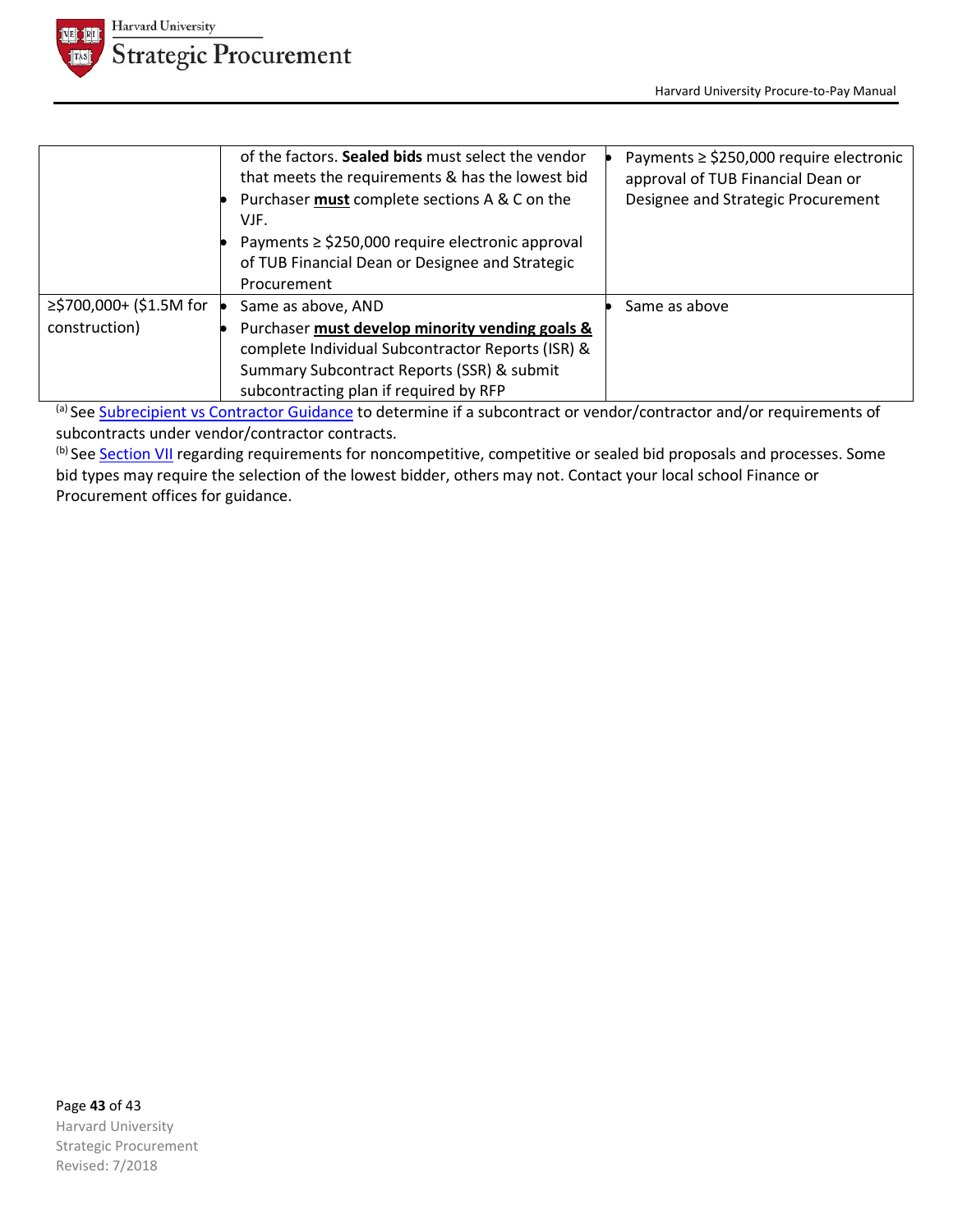| | | |
|---|---|---|
| | of the factors. **Sealed bids** must select the vendor that meets the requirements & has the lowest bid<br>• Purchaser **must** complete sections A & C on the VJF.<br>• Payments ≥ $250,000 require electronic approval of TUB Financial Dean or Designee and Strategic Procurement | • Payments ≥ $250,000 require electronic approval of TUB Financial Dean or Designee and Strategic Procurement |
| ≥$700,000+ ($1.5M for construction) | • Same as above, AND<br>• Purchaser **must develop minority vending goals &** complete Individual Subcontractor Reports (ISR) & Summary Subcontract Reports (SSR) & submit subcontracting plan if required by RFP | • Same as above |

[(a)] See Subrecipient vs Contractor Guidance to determine if a subcontract or vendor/contractor and/or requirements of subcontracts under vendor/contractor contracts.

[(b)] See Section VII regarding requirements for noncompetitive, competitive or sealed bid proposals and processes. Some bid types may require the selection of the lowest bidder, others may not. Contact your local school Finance or Procurement offices for guidance.